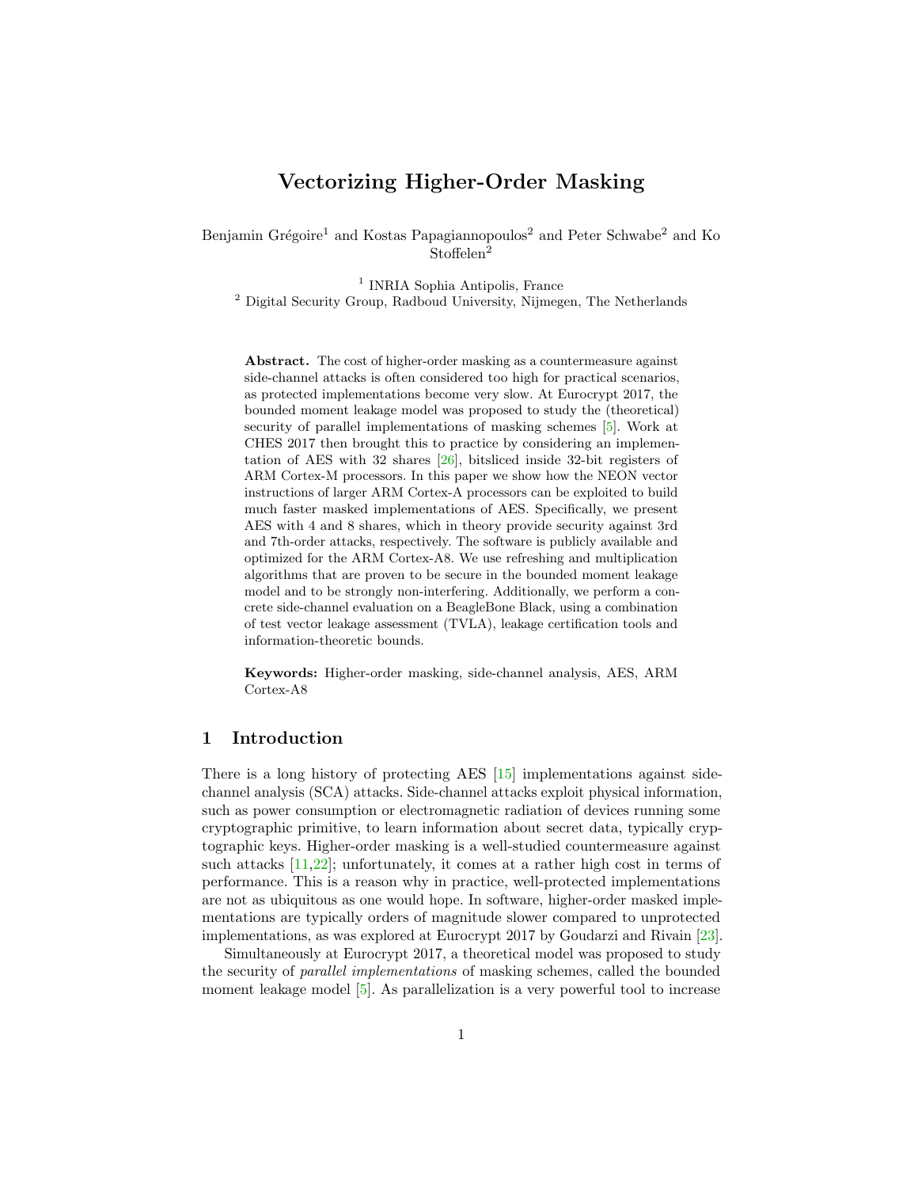# Vectorizing Higher-Order Masking

Benjamin Grégoire[1] and Kostas Papagiannopoulos[2] and Peter Schwabe[2] and Ko Stoffelen[2]

[1] INRIA Sophia Antipolis, France
[2] Digital Security Group, Radboud University, Nijmegen, The Netherlands

**Abstract.** The cost of higher-order masking as a countermeasure against side-channel attacks is often considered too high for practical scenarios, as protected implementations become very slow. At Eurocrypt 2017, the bounded moment leakage model was proposed to study the (theoretical) security of parallel implementations of masking schemes [5]. Work at CHES 2017 then brought this to practice by considering an implementation of AES with 32 shares [26], bitsliced inside 32-bit registers of ARM Cortex-M processors. In this paper we show how the NEON vector instructions of larger ARM Cortex-A processors can be exploited to build much faster masked implementations of AES. Specifically, we present AES with 4 and 8 shares, which in theory provide security against 3rd and 7th-order attacks, respectively. The software is publicly available and optimized for the ARM Cortex-A8. We use refreshing and multiplication algorithms that are proven to be secure in the bounded moment leakage model and to be strongly non-interfering. Additionally, we perform a concrete side-channel evaluation on a BeagleBone Black, using a combination of test vector leakage assessment (TVLA), leakage certification tools and information-theoretic bounds.

**Keywords:** Higher-order masking, side-channel analysis, AES, ARM Cortex-A8

## 1 Introduction

There is a long history of protecting AES [15] implementations against side-channel analysis (SCA) attacks. Side-channel attacks exploit physical information, such as power consumption or electromagnetic radiation of devices running some cryptographic primitive, to learn information about secret data, typically cryptographic keys. Higher-order masking is a well-studied countermeasure against such attacks [11,22]; unfortunately, it comes at a rather high cost in terms of performance. This is a reason why in practice, well-protected implementations are not as ubiquitous as one would hope. In software, higher-order masked implementations are typically orders of magnitude slower compared to unprotected implementations, as was explored at Eurocrypt 2017 by Goudarzi and Rivain [23].

Simultaneously at Eurocrypt 2017, a theoretical model was proposed to study the security of *parallel implementations* of masking schemes, called the bounded moment leakage model [5]. As parallelization is a very powerful tool to increase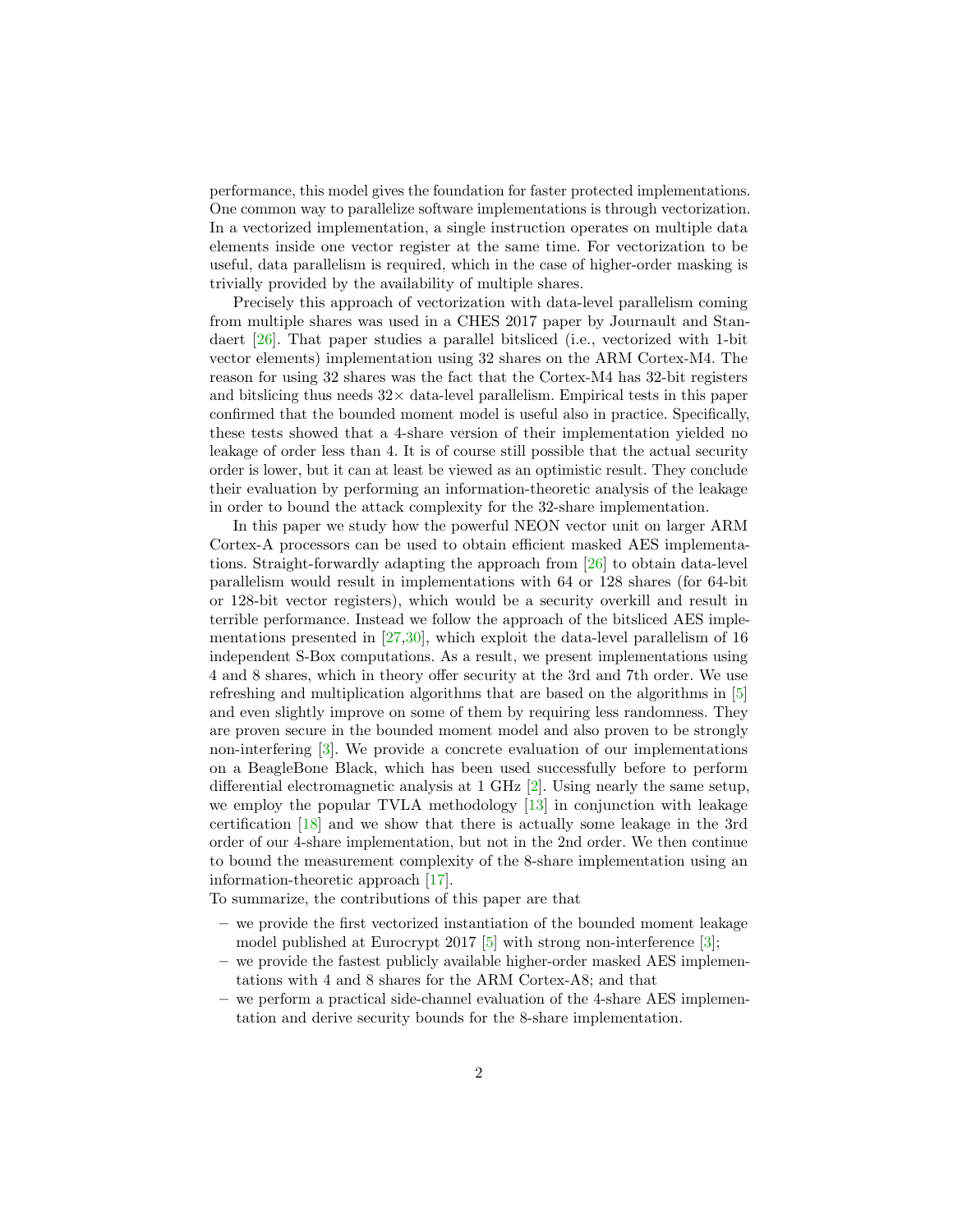performance, this model gives the foundation for faster protected implementations. One common way to parallelize software implementations is through vectorization. In a vectorized implementation, a single instruction operates on multiple data elements inside one vector register at the same time. For vectorization to be useful, data parallelism is required, which in the case of higher-order masking is trivially provided by the availability of multiple shares.

Precisely this approach of vectorization with data-level parallelism coming from multiple shares was used in a CHES 2017 paper by Journault and Standaert [26]. That paper studies a parallel bitsliced (i.e., vectorized with 1-bit vector elements) implementation using 32 shares on the ARM Cortex-M4. The reason for using 32 shares was the fact that the Cortex-M4 has 32-bit registers and bitslicing thus needs $32\times$ data-level parallelism. Empirical tests in this paper confirmed that the bounded moment model is useful also in practice. Specifically, these tests showed that a 4-share version of their implementation yielded no leakage of order less than 4. It is of course still possible that the actual security order is lower, but it can at least be viewed as an optimistic result. They conclude their evaluation by performing an information-theoretic analysis of the leakage in order to bound the attack complexity for the 32-share implementation.

In this paper we study how the powerful NEON vector unit on larger ARM Cortex-A processors can be used to obtain efficient masked AES implementations. Straight-forwardly adapting the approach from [26] to obtain data-level parallelism would result in implementations with 64 or 128 shares (for 64-bit or 128-bit vector registers), which would be a security overkill and result in terrible performance. Instead we follow the approach of the bitsliced AES implementations presented in [27,30], which exploit the data-level parallelism of 16 independent S-Box computations. As a result, we present implementations using 4 and 8 shares, which in theory offer security at the 3rd and 7th order. We use refreshing and multiplication algorithms that are based on the algorithms in [5] and even slightly improve on some of them by requiring less randomness. They are proven secure in the bounded moment model and also proven to be strongly non-interfering [3]. We provide a concrete evaluation of our implementations on a BeagleBone Black, which has been used successfully before to perform differential electromagnetic analysis at 1 GHz [2]. Using nearly the same setup, we employ the popular TVLA methodology [13] in conjunction with leakage certification [18] and we show that there is actually some leakage in the 3rd order of our 4-share implementation, but not in the 2nd order. We then continue to bound the measurement complexity of the 8-share implementation using an information-theoretic approach [17].

To summarize, the contributions of this paper are that

- we provide the first vectorized instantiation of the bounded moment leakage model published at Eurocrypt 2017 [5] with strong non-interference [3];
- we provide the fastest publicly available higher-order masked AES implementations with 4 and 8 shares for the ARM Cortex-A8; and that
- we perform a practical side-channel evaluation of the 4-share AES implementation and derive security bounds for the 8-share implementation.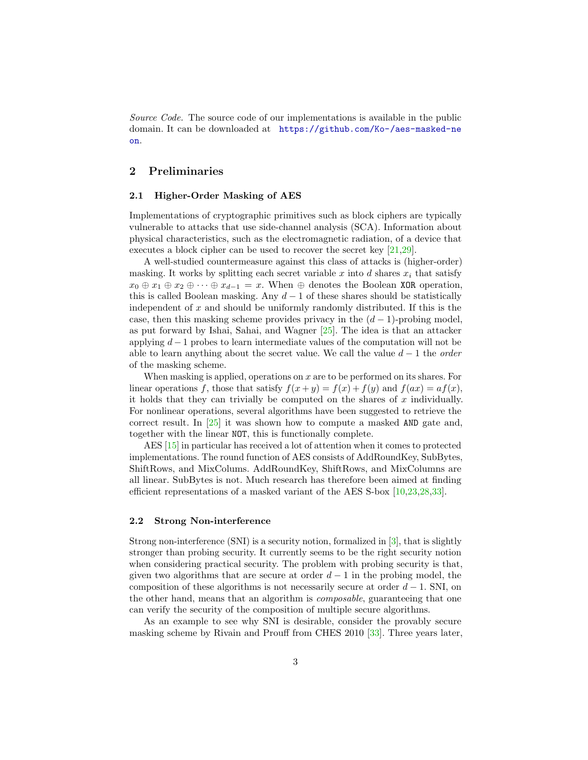*Source Code.* The source code of our implementations is available in the public domain. It can be downloaded at https://github.com/Ko-/aes-masked-neon.

## 2 Preliminaries

### 2.1 Higher-Order Masking of AES

Implementations of cryptographic primitives such as block ciphers are typically vulnerable to attacks that use side-channel analysis (SCA). Information about physical characteristics, such as the electromagnetic radiation, of a device that executes a block cipher can be used to recover the secret key [21,29].

A well-studied countermeasure against this class of attacks is (higher-order) masking. It works by splitting each secret variable $x$ into $d$ shares $x_i$ that satisfy $x_0 \oplus x_1 \oplus x_2 \oplus \cdots \oplus x_{d-1} = x$. When $\oplus$ denotes the Boolean `XOR` operation, this is called Boolean masking. Any $d-1$ of these shares should be statistically independent of $x$ and should be uniformly randomly distributed. If this is the case, then this masking scheme provides privacy in the $(d-1)$-probing model, as put forward by Ishai, Sahai, and Wagner [25]. The idea is that an attacker applying $d-1$ probes to learn intermediate values of the computation will not be able to learn anything about the secret value. We call the value $d-1$ the *order* of the masking scheme.

When masking is applied, operations on $x$ are to be performed on its shares. For linear operations $f$, those that satisfy $f(x+y) = f(x) + f(y)$ and $f(ax) = af(x)$, it holds that they can trivially be computed on the shares of $x$ individually. For nonlinear operations, several algorithms have been suggested to retrieve the correct result. In [25] it was shown how to compute a masked `AND` gate and, together with the linear `NOT`, this is functionally complete.

AES [15] in particular has received a lot of attention when it comes to protected implementations. The round function of AES consists of AddRoundKey, SubBytes, ShiftRows, and MixColums. AddRoundKey, ShiftRows, and MixColumns are all linear. SubBytes is not. Much research has therefore been aimed at finding efficient representations of a masked variant of the AES S-box [10,23,28,33].

### 2.2 Strong Non-interference

Strong non-interference (SNI) is a security notion, formalized in [3], that is slightly stronger than probing security. It currently seems to be the right security notion when considering practical security. The problem with probing security is that, given two algorithms that are secure at order $d-1$ in the probing model, the composition of these algorithms is not necessarily secure at order $d-1$. SNI, on the other hand, means that an algorithm is *composable*, guaranteeing that one can verify the security of the composition of multiple secure algorithms.

As an example to see why SNI is desirable, consider the provably secure masking scheme by Rivain and Prouff from CHES 2010 [33]. Three years later,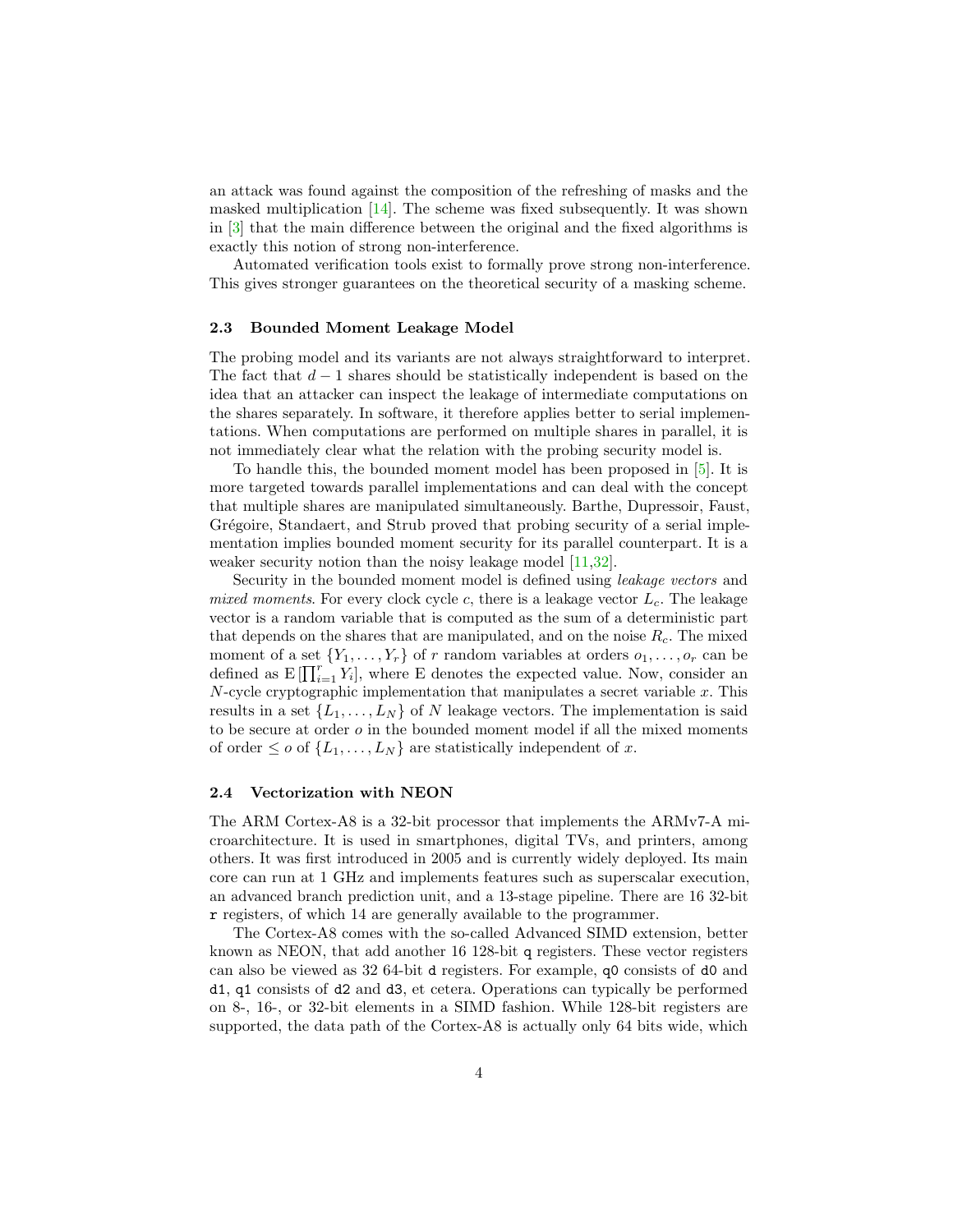an attack was found against the composition of the refreshing of masks and the masked multiplication [14]. The scheme was fixed subsequently. It was shown in [3] that the main difference between the original and the fixed algorithms is exactly this notion of strong non-interference.

Automated verification tools exist to formally prove strong non-interference. This gives stronger guarantees on the theoretical security of a masking scheme.

### 2.3 Bounded Moment Leakage Model

The probing model and its variants are not always straightforward to interpret. The fact that $d-1$ shares should be statistically independent is based on the idea that an attacker can inspect the leakage of intermediate computations on the shares separately. In software, it therefore applies better to serial implementations. When computations are performed on multiple shares in parallel, it is not immediately clear what the relation with the probing security model is.

To handle this, the bounded moment model has been proposed in [5]. It is more targeted towards parallel implementations and can deal with the concept that multiple shares are manipulated simultaneously. Barthe, Dupressoir, Faust, Grégoire, Standaert, and Strub proved that probing security of a serial implementation implies bounded moment security for its parallel counterpart. It is a weaker security notion than the noisy leakage model [11,32].

Security in the bounded moment model is defined using *leakage vectors* and *mixed moments*. For every clock cycle $c$, there is a leakage vector $L_c$. The leakage vector is a random variable that is computed as the sum of a deterministic part that depends on the shares that are manipulated, and on the noise $R_c$. The mixed moment of a set $\{Y_1, \ldots, Y_r\}$ of $r$ random variables at orders $o_1, \ldots, o_r$ can be defined as $\mathrm{E}\left[\prod_{i=1}^{r} Y_i\right]$, where E denotes the expected value. Now, consider an $N$-cycle cryptographic implementation that manipulates a secret variable $x$. This results in a set $\{L_1, \ldots, L_N\}$ of $N$ leakage vectors. The implementation is said to be secure at order $o$ in the bounded moment model if all the mixed moments of order $\leq o$ of $\{L_1, \ldots, L_N\}$ are statistically independent of $x$.

### 2.4 Vectorization with NEON

The ARM Cortex-A8 is a 32-bit processor that implements the ARMv7-A microarchitecture. It is used in smartphones, digital TVs, and printers, among others. It was first introduced in 2005 and is currently widely deployed. Its main core can run at 1 GHz and implements features such as superscalar execution, an advanced branch prediction unit, and a 13-stage pipeline. There are 16 32-bit `r` registers, of which 14 are generally available to the programmer.

The Cortex-A8 comes with the so-called Advanced SIMD extension, better known as NEON, that add another 16 128-bit `q` registers. These vector registers can also be viewed as 32 64-bit `d` registers. For example, `q0` consists of `d0` and `d1`, `q1` consists of `d2` and `d3`, et cetera. Operations can typically be performed on 8-, 16-, or 32-bit elements in a SIMD fashion. While 128-bit registers are supported, the data path of the Cortex-A8 is actually only 64 bits wide, which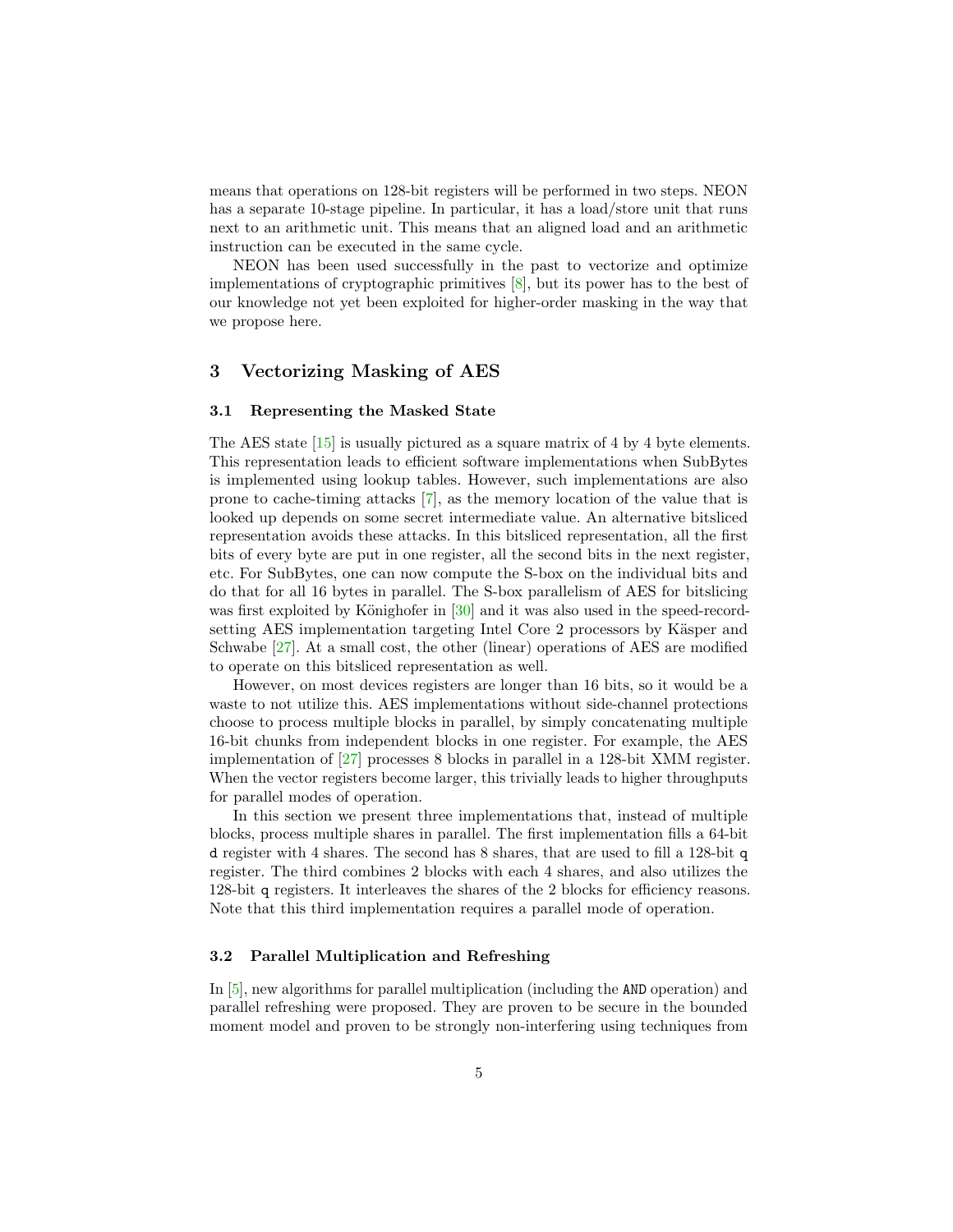means that operations on 128-bit registers will be performed in two steps. NEON has a separate 10-stage pipeline. In particular, it has a load/store unit that runs next to an arithmetic unit. This means that an aligned load and an arithmetic instruction can be executed in the same cycle.

NEON has been used successfully in the past to vectorize and optimize implementations of cryptographic primitives [8], but its power has to the best of our knowledge not yet been exploited for higher-order masking in the way that we propose here.

## 3 Vectorizing Masking of AES

### 3.1 Representing the Masked State

The AES state [15] is usually pictured as a square matrix of 4 by 4 byte elements. This representation leads to efficient software implementations when SubBytes is implemented using lookup tables. However, such implementations are also prone to cache-timing attacks [7], as the memory location of the value that is looked up depends on some secret intermediate value. An alternative bitsliced representation avoids these attacks. In this bitsliced representation, all the first bits of every byte are put in one register, all the second bits in the next register, etc. For SubBytes, one can now compute the S-box on the individual bits and do that for all 16 bytes in parallel. The S-box parallelism of AES for bitslicing was first exploited by Könighofer in [30] and it was also used in the speed-record-setting AES implementation targeting Intel Core 2 processors by Käsper and Schwabe [27]. At a small cost, the other (linear) operations of AES are modified to operate on this bitsliced representation as well.

However, on most devices registers are longer than 16 bits, so it would be a waste to not utilize this. AES implementations without side-channel protections choose to process multiple blocks in parallel, by simply concatenating multiple 16-bit chunks from independent blocks in one register. For example, the AES implementation of [27] processes 8 blocks in parallel in a 128-bit XMM register. When the vector registers become larger, this trivially leads to higher throughputs for parallel modes of operation.

In this section we present three implementations that, instead of multiple blocks, process multiple shares in parallel. The first implementation fills a 64-bit `d` register with 4 shares. The second has 8 shares, that are used to fill a 128-bit `q` register. The third combines 2 blocks with each 4 shares, and also utilizes the 128-bit `q` registers. It interleaves the shares of the 2 blocks for efficiency reasons. Note that this third implementation requires a parallel mode of operation.

### 3.2 Parallel Multiplication and Refreshing

In [5], new algorithms for parallel multiplication (including the `AND` operation) and parallel refreshing were proposed. They are proven to be secure in the bounded moment model and proven to be strongly non-interfering using techniques from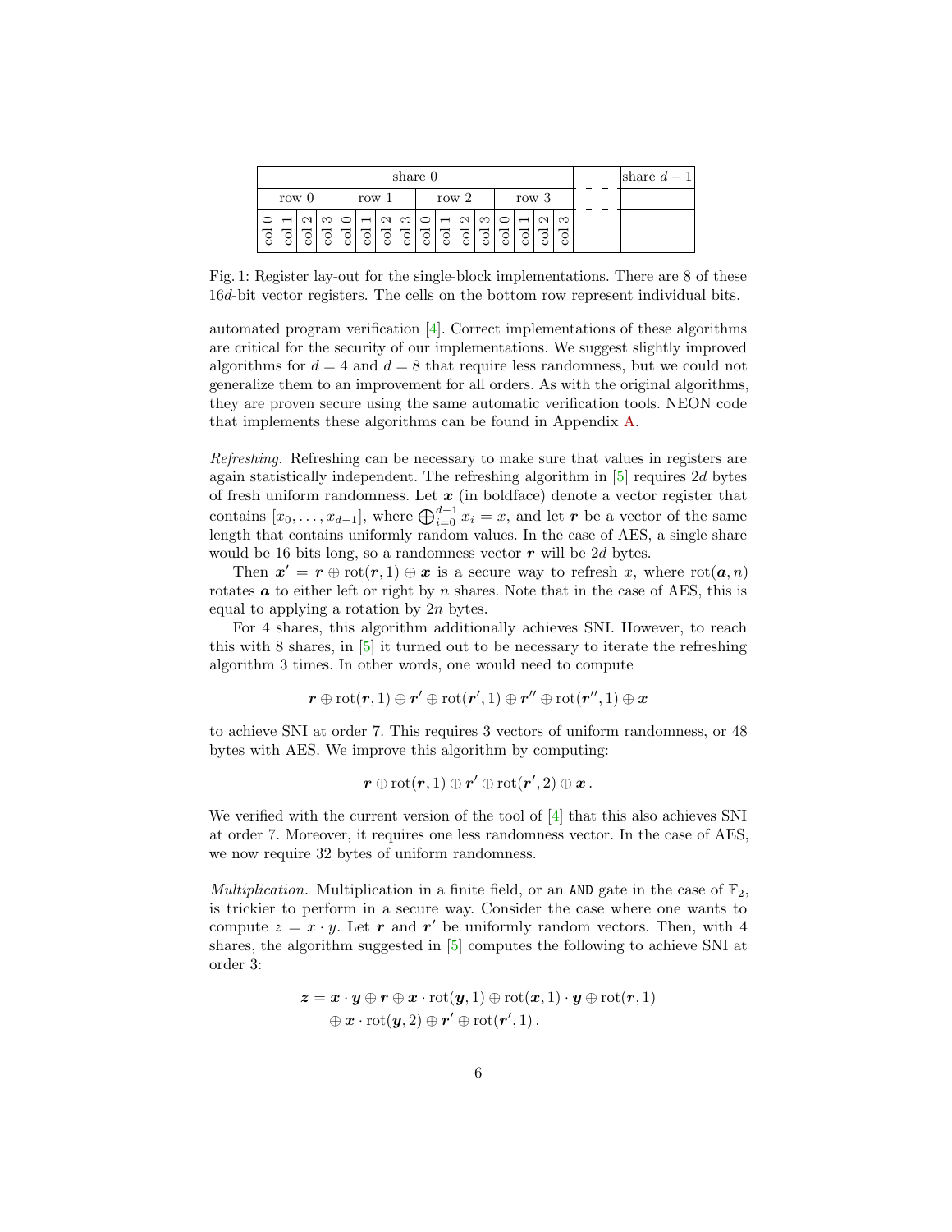| share 0 | | | | | | | | | | | | | | | | | share $d-1$ |
|---|---|---|---|---|---|---|---|---|---|---|---|---|---|---|---|---|---|
| row 0 | | | | row 1 | | | | row 2 | | | | row 3 | | | | – – | |
| col 0 | col 1 | col 2 | col 3 | col 0 | col 1 | col 2 | col 3 | col 0 | col 1 | col 2 | col 3 | col 0 | col 1 | col 2 | col 3 | – – | |

Fig. 1: Register lay-out for the single-block implementations. There are 8 of these $16d$-bit vector registers. The cells on the bottom row represent individual bits.

automated program verification [4]. Correct implementations of these algorithms are critical for the security of our implementations. We suggest slightly improved algorithms for $d = 4$ and $d = 8$ that require less randomness, but we could not generalize them to an improvement for all orders. As with the original algorithms, they are proven secure using the same automatic verification tools. NEON code that implements these algorithms can be found in Appendix A.

*Refreshing.* Refreshing can be necessary to make sure that values in registers are again statistically independent. The refreshing algorithm in [5] requires $2d$ bytes of fresh uniform randomness. Let $\boldsymbol{x}$ (in boldface) denote a vector register that contains $[x_0, \ldots, x_{d-1}]$, where $\bigoplus_{i=0}^{d-1} x_i = x$, and let $\boldsymbol{r}$ be a vector of the same length that contains uniformly random values. In the case of AES, a single share would be 16 bits long, so a randomness vector $\boldsymbol{r}$ will be $2d$ bytes.

Then $\boldsymbol{x}' = \boldsymbol{r} \oplus \operatorname{rot}(\boldsymbol{r}, 1) \oplus \boldsymbol{x}$ is a secure way to refresh $x$, where $\operatorname{rot}(\boldsymbol{a}, n)$ rotates $\boldsymbol{a}$ to either left or right by $n$ shares. Note that in the case of AES, this is equal to applying a rotation by $2n$ bytes.

For 4 shares, this algorithm additionally achieves SNI. However, to reach this with 8 shares, in [5] it turned out to be necessary to iterate the refreshing algorithm 3 times. In other words, one would need to compute

$$\boldsymbol{r} \oplus \operatorname{rot}(\boldsymbol{r}, 1) \oplus \boldsymbol{r}' \oplus \operatorname{rot}(\boldsymbol{r}', 1) \oplus \boldsymbol{r}'' \oplus \operatorname{rot}(\boldsymbol{r}'', 1) \oplus \boldsymbol{x}$$

to achieve SNI at order 7. This requires 3 vectors of uniform randomness, or 48 bytes with AES. We improve this algorithm by computing:

$$\boldsymbol{r} \oplus \operatorname{rot}(\boldsymbol{r}, 1) \oplus \boldsymbol{r}' \oplus \operatorname{rot}(\boldsymbol{r}', 2) \oplus \boldsymbol{x}\,.$$

We verified with the current version of the tool of [4] that this also achieves SNI at order 7. Moreover, it requires one less randomness vector. In the case of AES, we now require 32 bytes of uniform randomness.

*Multiplication.* Multiplication in a finite field, or an AND gate in the case of $\mathbb{F}_2$, is trickier to perform in a secure way. Consider the case where one wants to compute $z = x \cdot y$. Let $\boldsymbol{r}$ and $\boldsymbol{r}'$ be uniformly random vectors. Then, with 4 shares, the algorithm suggested in [5] computes the following to achieve SNI at order 3:

$$\begin{aligned}\boldsymbol{z} = \boldsymbol{x} \cdot \boldsymbol{y} \oplus \boldsymbol{r} \oplus \boldsymbol{x} \cdot \operatorname{rot}(\boldsymbol{y}, 1) \oplus \operatorname{rot}(\boldsymbol{x}, 1) \cdot \boldsymbol{y} \oplus \operatorname{rot}(\boldsymbol{r}, 1) \\ \oplus\, \boldsymbol{x} \cdot \operatorname{rot}(\boldsymbol{y}, 2) \oplus \boldsymbol{r}' \oplus \operatorname{rot}(\boldsymbol{r}', 1)\,.\end{aligned}$$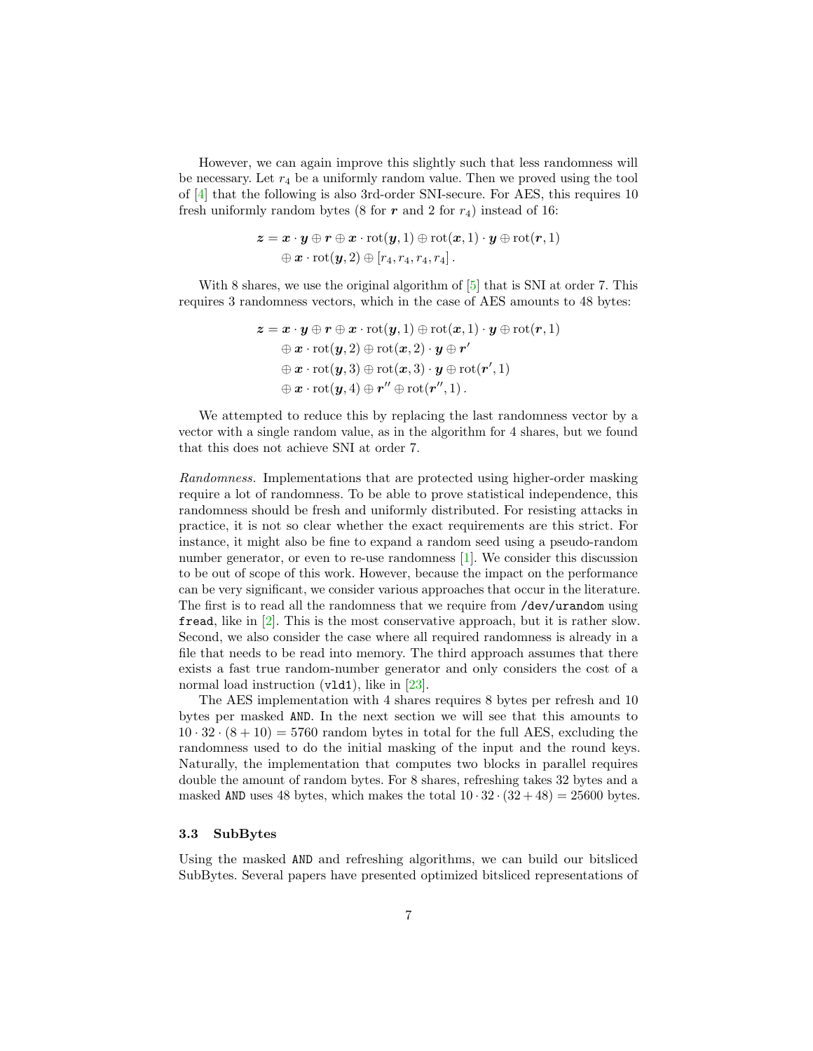However, we can again improve this slightly such that less randomness will be necessary. Let $r_4$ be a uniformly random value. Then we proved using the tool of [4] that the following is also 3rd-order SNI-secure. For AES, this requires 10 fresh uniformly random bytes (8 for $\boldsymbol{r}$ and 2 for $r_4$) instead of 16:

$$
\begin{aligned}
\boldsymbol{z} = \boldsymbol{x} \cdot \boldsymbol{y} \oplus \boldsymbol{r} \oplus \boldsymbol{x} \cdot \operatorname{rot}(\boldsymbol{y}, 1) \oplus \operatorname{rot}(\boldsymbol{x}, 1) \cdot \boldsymbol{y} \oplus \operatorname{rot}(\boldsymbol{r}, 1) \\
\oplus \boldsymbol{x} \cdot \operatorname{rot}(\boldsymbol{y}, 2) \oplus [r_4, r_4, r_4, r_4] \,.
\end{aligned}
$$

With 8 shares, we use the original algorithm of [5] that is SNI at order 7. This requires 3 randomness vectors, which in the case of AES amounts to 48 bytes:

$$
\begin{aligned}
\boldsymbol{z} = \boldsymbol{x} \cdot \boldsymbol{y} \oplus \boldsymbol{r} \oplus \boldsymbol{x} \cdot \operatorname{rot}(\boldsymbol{y}, 1) \oplus \operatorname{rot}(\boldsymbol{x}, 1) \cdot \boldsymbol{y} \oplus \operatorname{rot}(\boldsymbol{r}, 1) \\
\oplus \boldsymbol{x} \cdot \operatorname{rot}(\boldsymbol{y}, 2) \oplus \operatorname{rot}(\boldsymbol{x}, 2) \cdot \boldsymbol{y} \oplus \boldsymbol{r}' \\
\oplus \boldsymbol{x} \cdot \operatorname{rot}(\boldsymbol{y}, 3) \oplus \operatorname{rot}(\boldsymbol{x}, 3) \cdot \boldsymbol{y} \oplus \operatorname{rot}(\boldsymbol{r}', 1) \\
\oplus \boldsymbol{x} \cdot \operatorname{rot}(\boldsymbol{y}, 4) \oplus \boldsymbol{r}'' \oplus \operatorname{rot}(\boldsymbol{r}'', 1) \,.
\end{aligned}
$$

We attempted to reduce this by replacing the last randomness vector by a vector with a single random value, as in the algorithm for 4 shares, but we found that this does not achieve SNI at order 7.

*Randomness.* Implementations that are protected using higher-order masking require a lot of randomness. To be able to prove statistical independence, this randomness should be fresh and uniformly distributed. For resisting attacks in practice, it is not so clear whether the exact requirements are this strict. For instance, it might also be fine to expand a random seed using a pseudo-random number generator, or even to re-use randomness [1]. We consider this discussion to be out of scope of this work. However, because the impact on the performance can be very significant, we consider various approaches that occur in the literature. The first is to read all the randomness that we require from `/dev/urandom` using `fread`, like in [2]. This is the most conservative approach, but it is rather slow. Second, we also consider the case where all required randomness is already in a file that needs to be read into memory. The third approach assumes that there exists a fast true random-number generator and only considers the cost of a normal load instruction (`vld1`), like in [23].

The AES implementation with 4 shares requires 8 bytes per refresh and 10 bytes per masked `AND`. In the next section we will see that this amounts to $10 \cdot 32 \cdot (8 + 10) = 5760$ random bytes in total for the full AES, excluding the randomness used to do the initial masking of the input and the round keys. Naturally, the implementation that computes two blocks in parallel requires double the amount of random bytes. For 8 shares, refreshing takes 32 bytes and a masked `AND` uses 48 bytes, which makes the total $10 \cdot 32 \cdot (32 + 48) = 25600$ bytes.

### 3.3 SubBytes

Using the masked `AND` and refreshing algorithms, we can build our bitsliced SubBytes. Several papers have presented optimized bitsliced representations of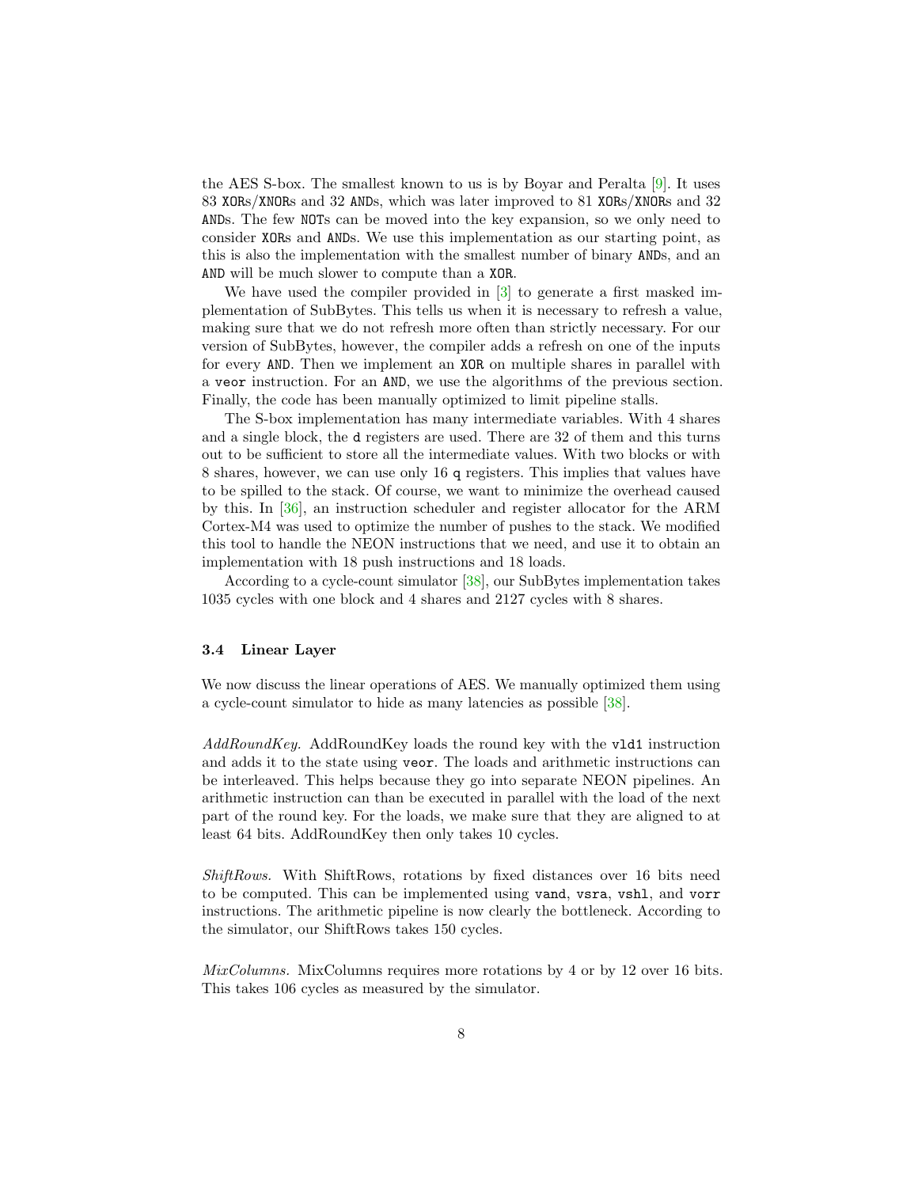the AES S-box. The smallest known to us is by Boyar and Peralta [9]. It uses 83 `XOR`s/`XNOR`s and 32 `AND`s, which was later improved to 81 `XOR`s/`XNOR`s and 32 `AND`s. The few `NOT`s can be moved into the key expansion, so we only need to consider `XOR`s and `AND`s. We use this implementation as our starting point, as this is also the implementation with the smallest number of binary `AND`s, and an `AND` will be much slower to compute than a `XOR`.

We have used the compiler provided in [3] to generate a first masked implementation of SubBytes. This tells us when it is necessary to refresh a value, making sure that we do not refresh more often than strictly necessary. For our version of SubBytes, however, the compiler adds a refresh on one of the inputs for every `AND`. Then we implement an `XOR` on multiple shares in parallel with a `veor` instruction. For an `AND`, we use the algorithms of the previous section. Finally, the code has been manually optimized to limit pipeline stalls.

The S-box implementation has many intermediate variables. With 4 shares and a single block, the `d` registers are used. There are 32 of them and this turns out to be sufficient to store all the intermediate values. With two blocks or with 8 shares, however, we can use only 16 `q` registers. This implies that values have to be spilled to the stack. Of course, we want to minimize the overhead caused by this. In [36], an instruction scheduler and register allocator for the ARM Cortex-M4 was used to optimize the number of pushes to the stack. We modified this tool to handle the NEON instructions that we need, and use it to obtain an implementation with 18 push instructions and 18 loads.

According to a cycle-count simulator [38], our SubBytes implementation takes 1035 cycles with one block and 4 shares and 2127 cycles with 8 shares.

### 3.4 Linear Layer

We now discuss the linear operations of AES. We manually optimized them using a cycle-count simulator to hide as many latencies as possible [38].

*AddRoundKey.* AddRoundKey loads the round key with the `vld1` instruction and adds it to the state using `veor`. The loads and arithmetic instructions can be interleaved. This helps because they go into separate NEON pipelines. An arithmetic instruction can than be executed in parallel with the load of the next part of the round key. For the loads, we make sure that they are aligned to at least 64 bits. AddRoundKey then only takes 10 cycles.

*ShiftRows.* With ShiftRows, rotations by fixed distances over 16 bits need to be computed. This can be implemented using `vand`, `vsra`, `vshl`, and `vorr` instructions. The arithmetic pipeline is now clearly the bottleneck. According to the simulator, our ShiftRows takes 150 cycles.

*MixColumns.* MixColumns requires more rotations by 4 or by 12 over 16 bits. This takes 106 cycles as measured by the simulator.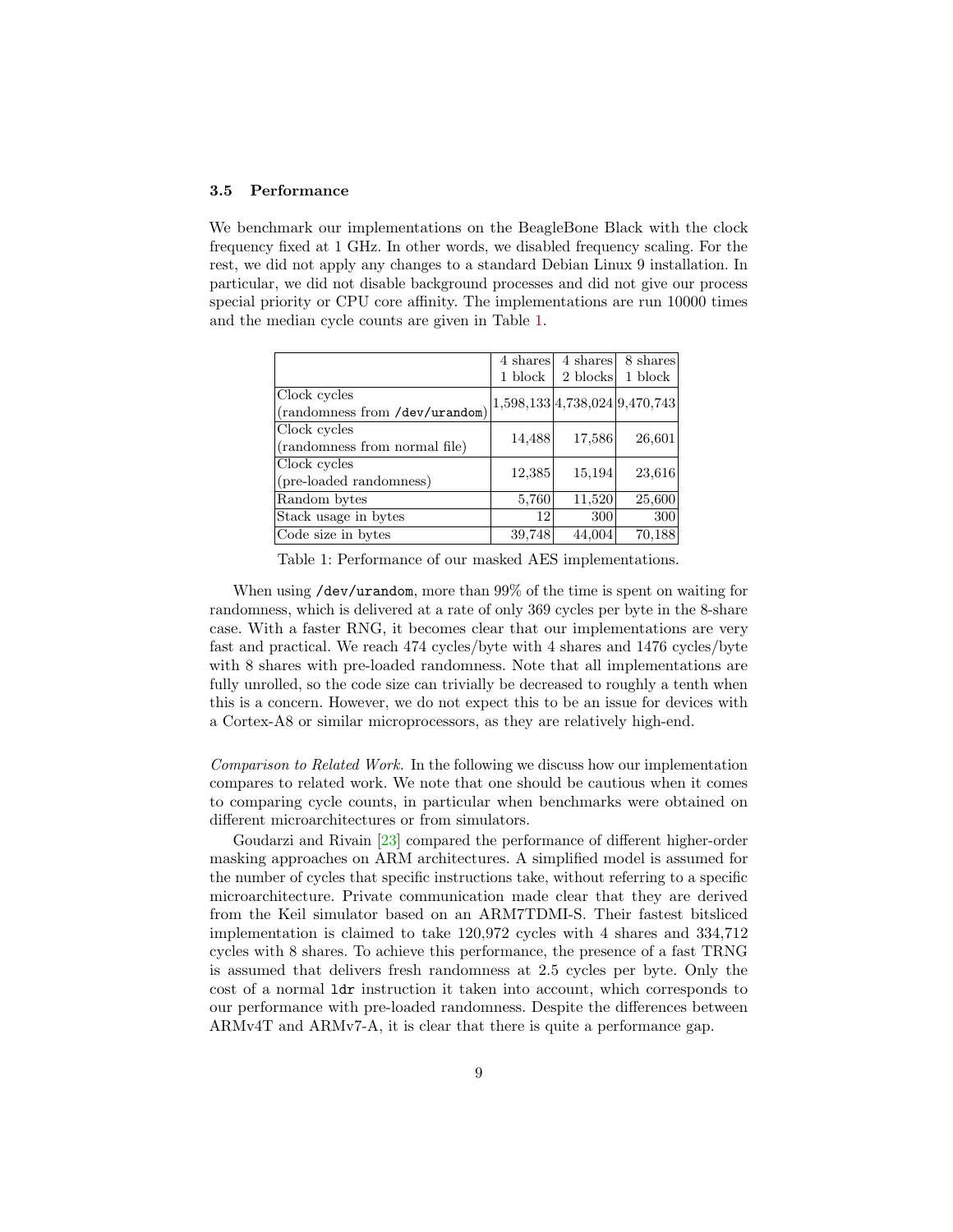### 3.5 Performance

We benchmark our implementations on the BeagleBone Black with the clock frequency fixed at 1 GHz. In other words, we disabled frequency scaling. For the rest, we did not apply any changes to a standard Debian Linux 9 installation. In particular, we did not disable background processes and did not give our process special priority or CPU core affinity. The implementations are run 10000 times and the median cycle counts are given in Table 1.

| | 4 shares 1 block | 4 shares 2 blocks | 8 shares 1 block |
|---|---|---|---|
| Clock cycles (randomness from `/dev/urandom`) | 1,598,133 | 4,738,024 | 9,470,743 |
| Clock cycles (randomness from normal file) | 14,488 | 17,586 | 26,601 |
| Clock cycles (pre-loaded randomness) | 12,385 | 15,194 | 23,616 |
| Random bytes | 5,760 | 11,520 | 25,600 |
| Stack usage in bytes | 12 | 300 | 300 |
| Code size in bytes | 39,748 | 44,004 | 70,188 |

Table 1: Performance of our masked AES implementations.

When using `/dev/urandom`, more than 99% of the time is spent on waiting for randomness, which is delivered at a rate of only 369 cycles per byte in the 8-share case. With a faster RNG, it becomes clear that our implementations are very fast and practical. We reach 474 cycles/byte with 4 shares and 1476 cycles/byte with 8 shares with pre-loaded randomness. Note that all implementations are fully unrolled, so the code size can trivially be decreased to roughly a tenth when this is a concern. However, we do not expect this to be an issue for devices with a Cortex-A8 or similar microprocessors, as they are relatively high-end.

*Comparison to Related Work.* In the following we discuss how our implementation compares to related work. We note that one should be cautious when it comes to comparing cycle counts, in particular when benchmarks were obtained on different microarchitectures or from simulators.

Goudarzi and Rivain [23] compared the performance of different higher-order masking approaches on ARM architectures. A simplified model is assumed for the number of cycles that specific instructions take, without referring to a specific microarchitecture. Private communication made clear that they are derived from the Keil simulator based on an ARM7TDMI-S. Their fastest bitsliced implementation is claimed to take 120,972 cycles with 4 shares and 334,712 cycles with 8 shares. To achieve this performance, the presence of a fast TRNG is assumed that delivers fresh randomness at 2.5 cycles per byte. Only the cost of a normal `ldr` instruction it taken into account, which corresponds to our performance with pre-loaded randomness. Despite the differences between ARMv4T and ARMv7-A, it is clear that there is quite a performance gap.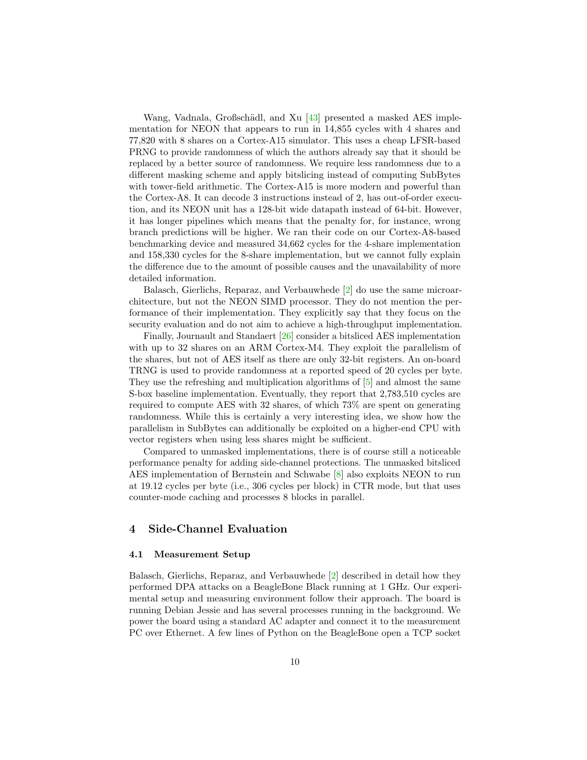Wang, Vadnala, Großschädl, and Xu [43] presented a masked AES implementation for NEON that appears to run in 14,855 cycles with 4 shares and 77,820 with 8 shares on a Cortex-A15 simulator. This uses a cheap LFSR-based PRNG to provide randomness of which the authors already say that it should be replaced by a better source of randomness. We require less randomness due to a different masking scheme and apply bitslicing instead of computing SubBytes with tower-field arithmetic. The Cortex-A15 is more modern and powerful than the Cortex-A8. It can decode 3 instructions instead of 2, has out-of-order execution, and its NEON unit has a 128-bit wide datapath instead of 64-bit. However, it has longer pipelines which means that the penalty for, for instance, wrong branch predictions will be higher. We ran their code on our Cortex-A8-based benchmarking device and measured 34,662 cycles for the 4-share implementation and 158,330 cycles for the 8-share implementation, but we cannot fully explain the difference due to the amount of possible causes and the unavailability of more detailed information.

Balasch, Gierlichs, Reparaz, and Verbauwhede [2] do use the same microarchitecture, but not the NEON SIMD processor. They do not mention the performance of their implementation. They explicitly say that they focus on the security evaluation and do not aim to achieve a high-throughput implementation.

Finally, Journault and Standaert [26] consider a bitsliced AES implementation with up to 32 shares on an ARM Cortex-M4. They exploit the parallelism of the shares, but not of AES itself as there are only 32-bit registers. An on-board TRNG is used to provide randomness at a reported speed of 20 cycles per byte. They use the refreshing and multiplication algorithms of [5] and almost the same S-box baseline implementation. Eventually, they report that 2,783,510 cycles are required to compute AES with 32 shares, of which 73% are spent on generating randomness. While this is certainly a very interesting idea, we show how the parallelism in SubBytes can additionally be exploited on a higher-end CPU with vector registers when using less shares might be sufficient.

Compared to unmasked implementations, there is of course still a noticeable performance penalty for adding side-channel protections. The unmasked bitsliced AES implementation of Bernstein and Schwabe [8] also exploits NEON to run at 19.12 cycles per byte (i.e., 306 cycles per block) in CTR mode, but that uses counter-mode caching and processes 8 blocks in parallel.

## 4 Side-Channel Evaluation

### 4.1 Measurement Setup

Balasch, Gierlichs, Reparaz, and Verbauwhede [2] described in detail how they performed DPA attacks on a BeagleBone Black running at 1 GHz. Our experimental setup and measuring environment follow their approach. The board is running Debian Jessie and has several processes running in the background. We power the board using a standard AC adapter and connect it to the measurement PC over Ethernet. A few lines of Python on the BeagleBone open a TCP socket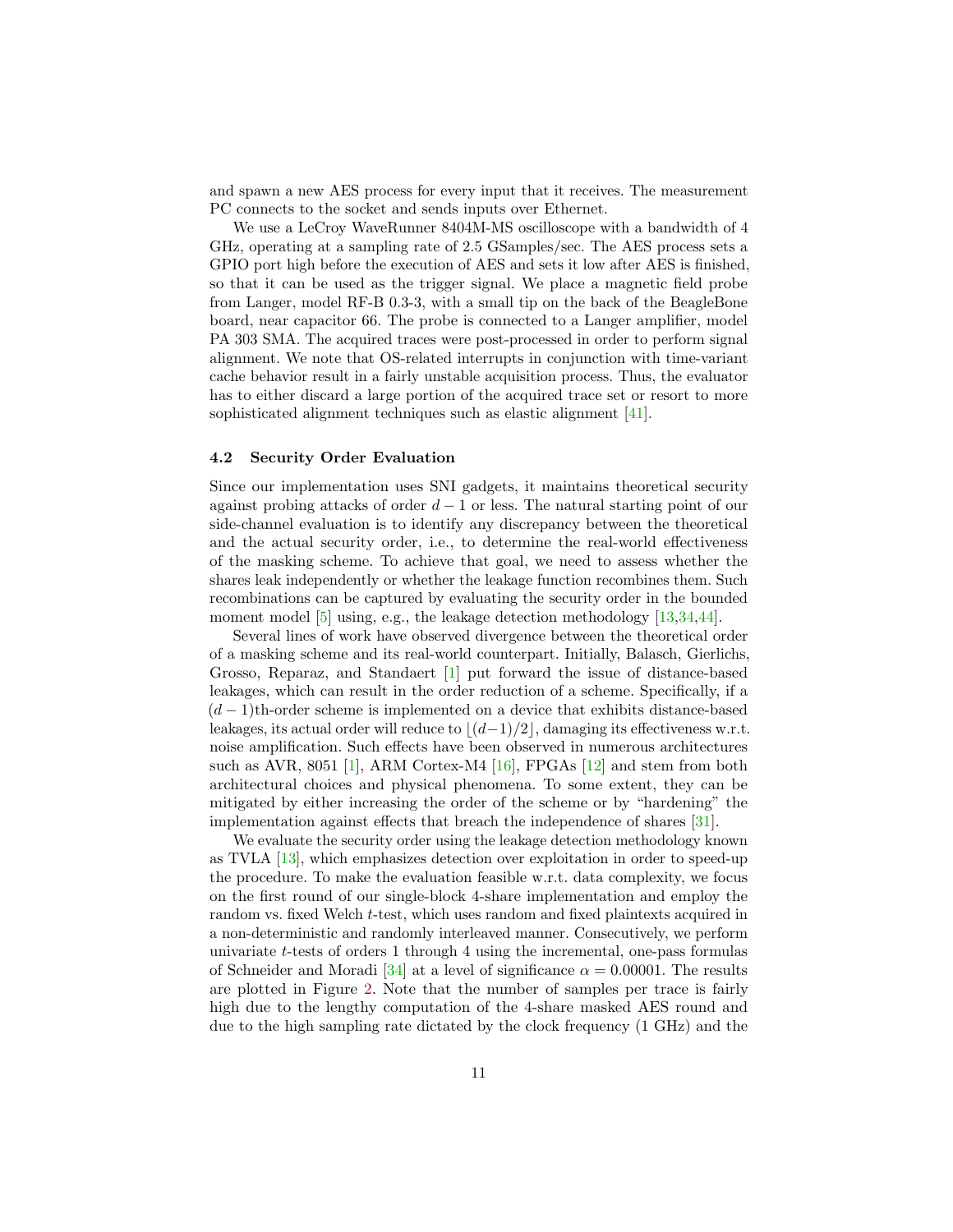and spawn a new AES process for every input that it receives. The measurement PC connects to the socket and sends inputs over Ethernet.

We use a LeCroy WaveRunner 8404M-MS oscilloscope with a bandwidth of 4 GHz, operating at a sampling rate of 2.5 GSamples/sec. The AES process sets a GPIO port high before the execution of AES and sets it low after AES is finished, so that it can be used as the trigger signal. We place a magnetic field probe from Langer, model RF-B 0.3-3, with a small tip on the back of the BeagleBone board, near capacitor 66. The probe is connected to a Langer amplifier, model PA 303 SMA. The acquired traces were post-processed in order to perform signal alignment. We note that OS-related interrupts in conjunction with time-variant cache behavior result in a fairly unstable acquisition process. Thus, the evaluator has to either discard a large portion of the acquired trace set or resort to more sophisticated alignment techniques such as elastic alignment [41].

### 4.2 Security Order Evaluation

Since our implementation uses SNI gadgets, it maintains theoretical security against probing attacks of order $d-1$ or less. The natural starting point of our side-channel evaluation is to identify any discrepancy between the theoretical and the actual security order, i.e., to determine the real-world effectiveness of the masking scheme. To achieve that goal, we need to assess whether the shares leak independently or whether the leakage function recombines them. Such recombinations can be captured by evaluating the security order in the bounded moment model [5] using, e.g., the leakage detection methodology [13,34,44].

Several lines of work have observed divergence between the theoretical order of a masking scheme and its real-world counterpart. Initially, Balasch, Gierlichs, Grosso, Reparaz, and Standaert [1] put forward the issue of distance-based leakages, which can result in the order reduction of a scheme. Specifically, if a $(d-1)$th-order scheme is implemented on a device that exhibits distance-based leakages, its actual order will reduce to $\lfloor (d-1)/2 \rfloor$, damaging its effectiveness w.r.t. noise amplification. Such effects have been observed in numerous architectures such as AVR, 8051 [1], ARM Cortex-M4 [16], FPGAs [12] and stem from both architectural choices and physical phenomena. To some extent, they can be mitigated by either increasing the order of the scheme or by "hardening" the implementation against effects that breach the independence of shares [31].

We evaluate the security order using the leakage detection methodology known as TVLA [13], which emphasizes detection over exploitation in order to speed-up the procedure. To make the evaluation feasible w.r.t. data complexity, we focus on the first round of our single-block 4-share implementation and employ the random vs. fixed Welch $t$-test, which uses random and fixed plaintexts acquired in a non-deterministic and randomly interleaved manner. Consecutively, we perform univariate $t$-tests of orders 1 through 4 using the incremental, one-pass formulas of Schneider and Moradi [34] at a level of significance $\alpha = 0.00001$. The results are plotted in Figure 2. Note that the number of samples per trace is fairly high due to the lengthy computation of the 4-share masked AES round and due to the high sampling rate dictated by the clock frequency (1 GHz) and the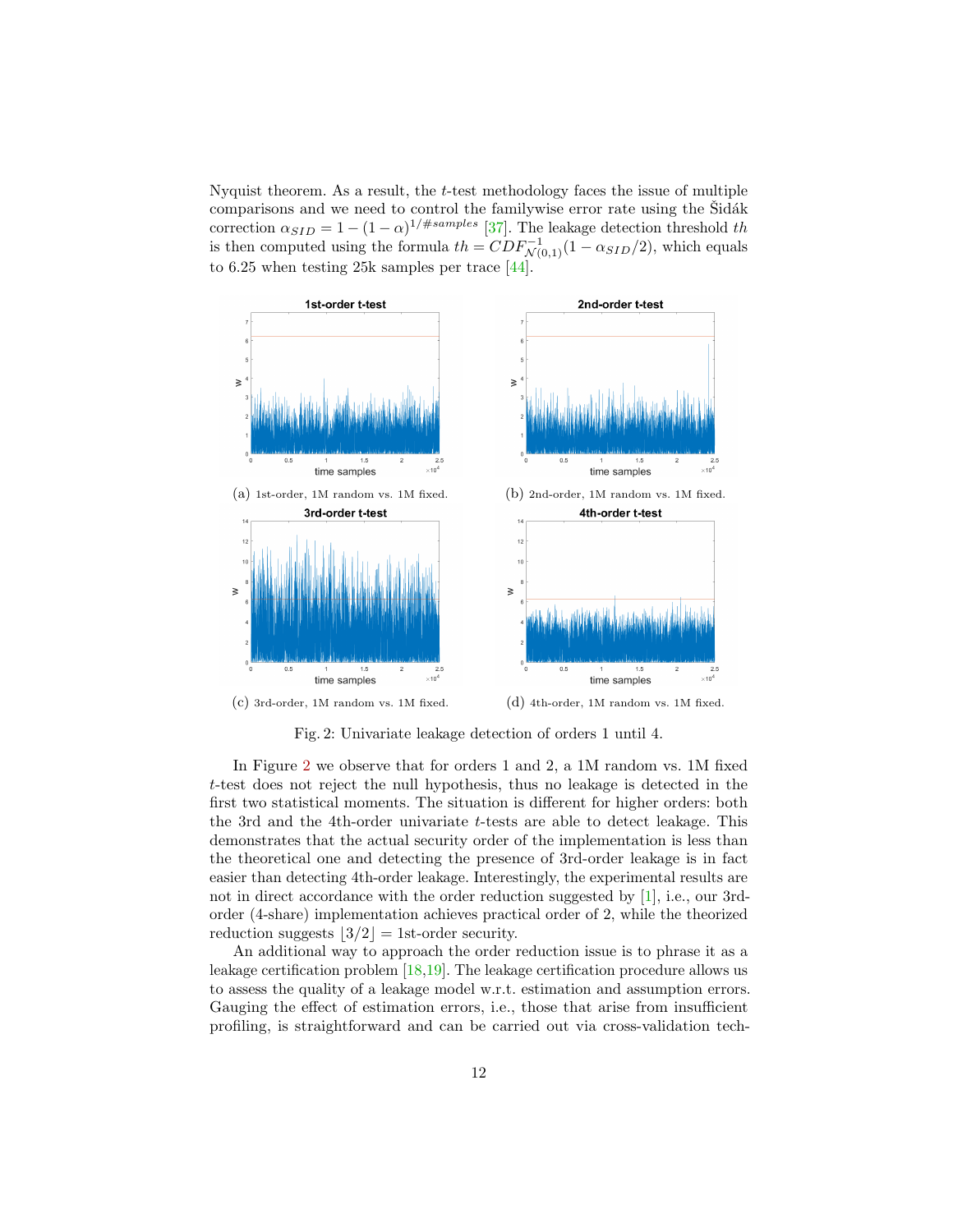Nyquist theorem. As a result, the $t$-test methodology faces the issue of multiple comparisons and we need to control the familywise error rate using the Šidák correction $\alpha_{SID} = 1 - (1-\alpha)^{1/\#samples}$ [37]. The leakage detection threshold $th$ is then computed using the formula $th = CDF^{-1}_{\mathcal{N}(0,1)}(1 - \alpha_{SID}/2)$, which equals to 6.25 when testing 25k samples per trace [44].

(a) 1st-order, 1M random vs. 1M fixed.

(b) 2nd-order, 1M random vs. 1M fixed.

(c) 3rd-order, 1M random vs. 1M fixed.

(d) 4th-order, 1M random vs. 1M fixed.

Fig. 2: Univariate leakage detection of orders 1 until 4.

In Figure 2 we observe that for orders 1 and 2, a 1M random vs. 1M fixed $t$-test does not reject the null hypothesis, thus no leakage is detected in the first two statistical moments. The situation is different for higher orders: both the 3rd and the 4th-order univariate $t$-tests are able to detect leakage. This demonstrates that the actual security order of the implementation is less than the theoretical one and detecting the presence of 3rd-order leakage is in fact easier than detecting 4th-order leakage. Interestingly, the experimental results are not in direct accordance with the order reduction suggested by [1], i.e., our 3rd-order (4-share) implementation achieves practical order of 2, while the theorized reduction suggests $\lfloor 3/2 \rfloor = 1$st-order security.

An additional way to approach the order reduction issue is to phrase it as a leakage certification problem [18,19]. The leakage certification procedure allows us to assess the quality of a leakage model w.r.t. estimation and assumption errors. Gauging the effect of estimation errors, i.e., those that arise from insufficient profiling, is straightforward and can be carried out via cross-validation tech-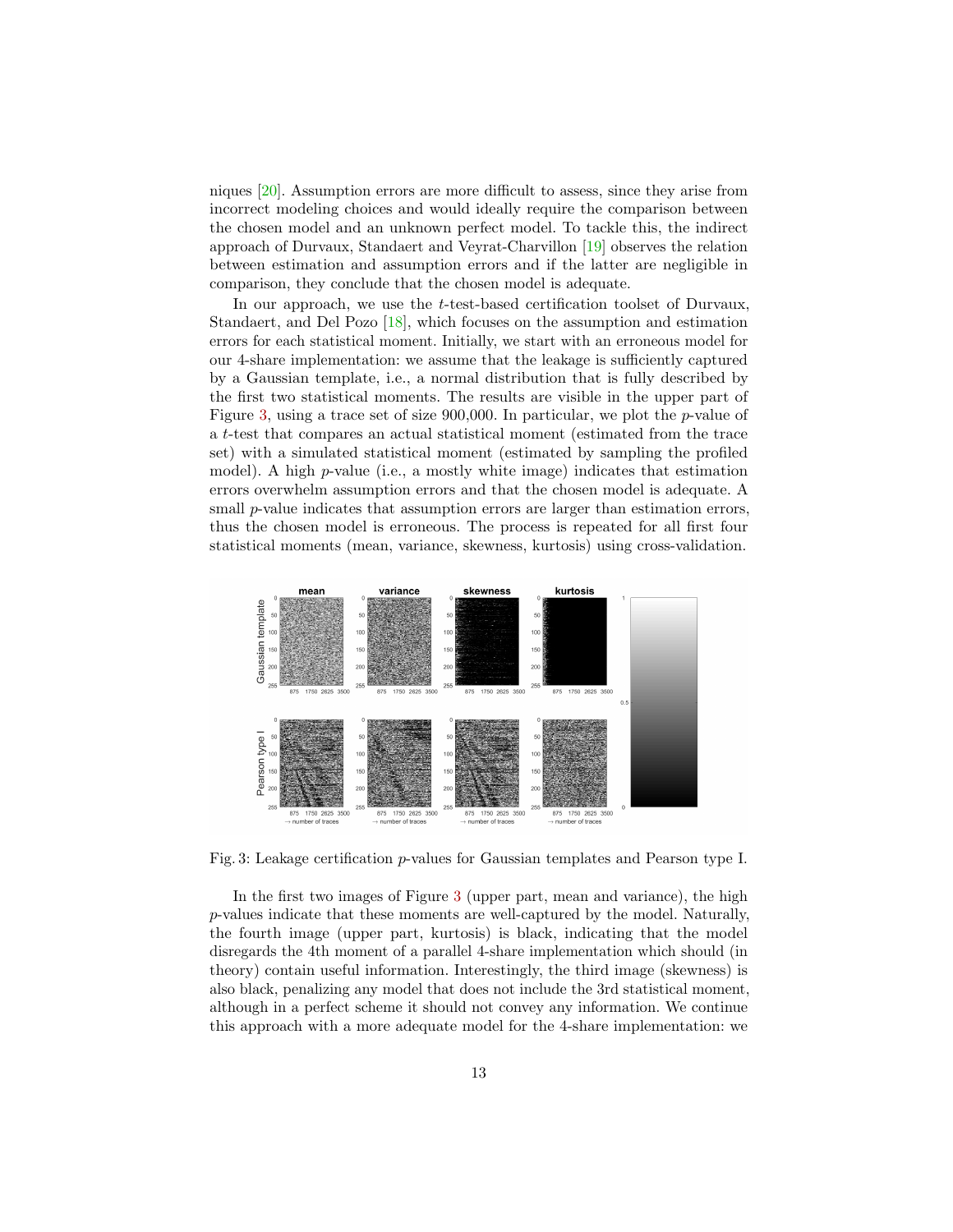niques [20]. Assumption errors are more difficult to assess, since they arise from incorrect modeling choices and would ideally require the comparison between the chosen model and an unknown perfect model. To tackle this, the indirect approach of Durvaux, Standaert and Veyrat-Charvillon [19] observes the relation between estimation and assumption errors and if the latter are negligible in comparison, they conclude that the chosen model is adequate.

In our approach, we use the $t$-test-based certification toolset of Durvaux, Standaert, and Del Pozo [18], which focuses on the assumption and estimation errors for each statistical moment. Initially, we start with an erroneous model for our 4-share implementation: we assume that the leakage is sufficiently captured by a Gaussian template, i.e., a normal distribution that is fully described by the first two statistical moments. The results are visible in the upper part of Figure 3, using a trace set of size 900,000. In particular, we plot the $p$-value of a $t$-test that compares an actual statistical moment (estimated from the trace set) with a simulated statistical moment (estimated by sampling the profiled model). A high $p$-value (i.e., a mostly white image) indicates that estimation errors overwhelm assumption errors and that the chosen model is adequate. A small $p$-value indicates that assumption errors are larger than estimation errors, thus the chosen model is erroneous. The process is repeated for all first four statistical moments (mean, variance, skewness, kurtosis) using cross-validation.

Fig. 3: Leakage certification $p$-values for Gaussian templates and Pearson type I.

In the first two images of Figure 3 (upper part, mean and variance), the high $p$-values indicate that these moments are well-captured by the model. Naturally, the fourth image (upper part, kurtosis) is black, indicating that the model disregards the 4th moment of a parallel 4-share implementation which should (in theory) contain useful information. Interestingly, the third image (skewness) is also black, penalizing any model that does not include the 3rd statistical moment, although in a perfect scheme it should not convey any information. We continue this approach with a more adequate model for the 4-share implementation: we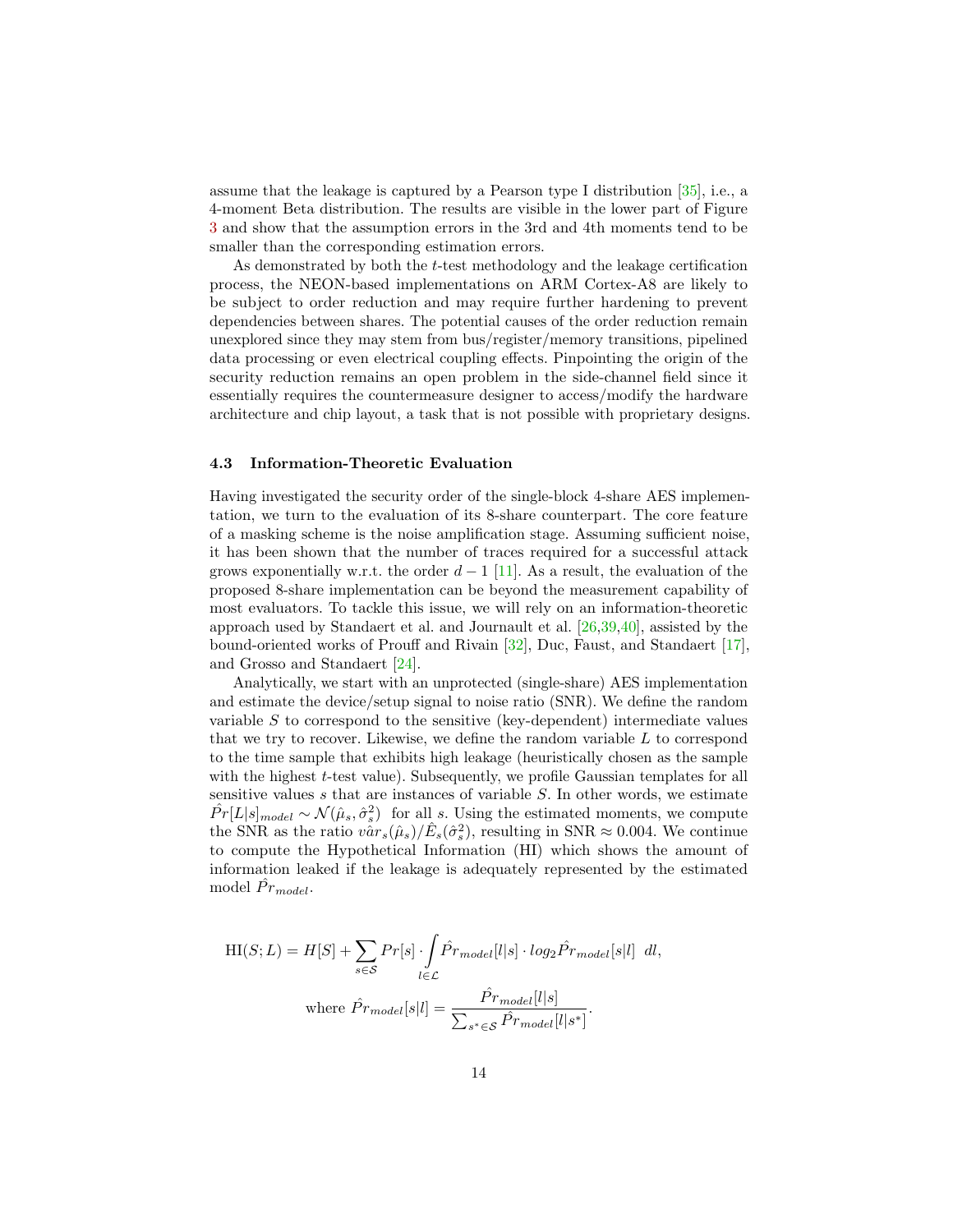assume that the leakage is captured by a Pearson type I distribution [35], i.e., a 4-moment Beta distribution. The results are visible in the lower part of Figure 3 and show that the assumption errors in the 3rd and 4th moments tend to be smaller than the corresponding estimation errors.

As demonstrated by both the $t$-test methodology and the leakage certification process, the NEON-based implementations on ARM Cortex-A8 are likely to be subject to order reduction and may require further hardening to prevent dependencies between shares. The potential causes of the order reduction remain unexplored since they may stem from bus/register/memory transitions, pipelined data processing or even electrical coupling effects. Pinpointing the origin of the security reduction remains an open problem in the side-channel field since it essentially requires the countermeasure designer to access/modify the hardware architecture and chip layout, a task that is not possible with proprietary designs.

### 4.3 Information-Theoretic Evaluation

Having investigated the security order of the single-block 4-share AES implementation, we turn to the evaluation of its 8-share counterpart. The core feature of a masking scheme is the noise amplification stage. Assuming sufficient noise, it has been shown that the number of traces required for a successful attack grows exponentially w.r.t. the order $d-1$ [11]. As a result, the evaluation of the proposed 8-share implementation can be beyond the measurement capability of most evaluators. To tackle this issue, we will rely on an information-theoretic approach used by Standaert et al. and Journault et al. [26,39,40], assisted by the bound-oriented works of Prouff and Rivain [32], Duc, Faust, and Standaert [17], and Grosso and Standaert [24].

Analytically, we start with an unprotected (single-share) AES implementation and estimate the device/setup signal to noise ratio (SNR). We define the random variable $S$ to correspond to the sensitive (key-dependent) intermediate values that we try to recover. Likewise, we define the random variable $L$ to correspond to the time sample that exhibits high leakage (heuristically chosen as the sample with the highest $t$-test value). Subsequently, we profile Gaussian templates for all sensitive values $s$ that are instances of variable $S$. In other words, we estimate $\hat{Pr}[L|s]_{model} \sim \mathcal{N}(\hat{\mu}_s, \hat{\sigma}_s^2)$ for all $s$. Using the estimated moments, we compute the SNR as the ratio $\hat{var}_s(\hat{\mu}_s)/\hat{E}_s(\hat{\sigma}_s^2)$, resulting in SNR $\approx 0.004$. We continue to compute the Hypothetical Information (HI) which shows the amount of information leaked if the leakage is adequately represented by the estimated model $\hat{Pr}_{model}$.

$$\mathrm{HI}(S;L) = H[S] + \sum_{s \in \mathcal{S}} Pr[s] \cdot \int_{l \in \mathcal{L}} \hat{Pr}_{model}[l|s] \cdot log_2 \hat{Pr}_{model}[s|l] \;\; dl,$$

$$\text{where } \hat{Pr}_{model}[s|l] = \frac{\hat{Pr}_{model}[l|s]}{\sum_{s^* \in \mathcal{S}} \hat{Pr}_{model}[l|s^*]}.$$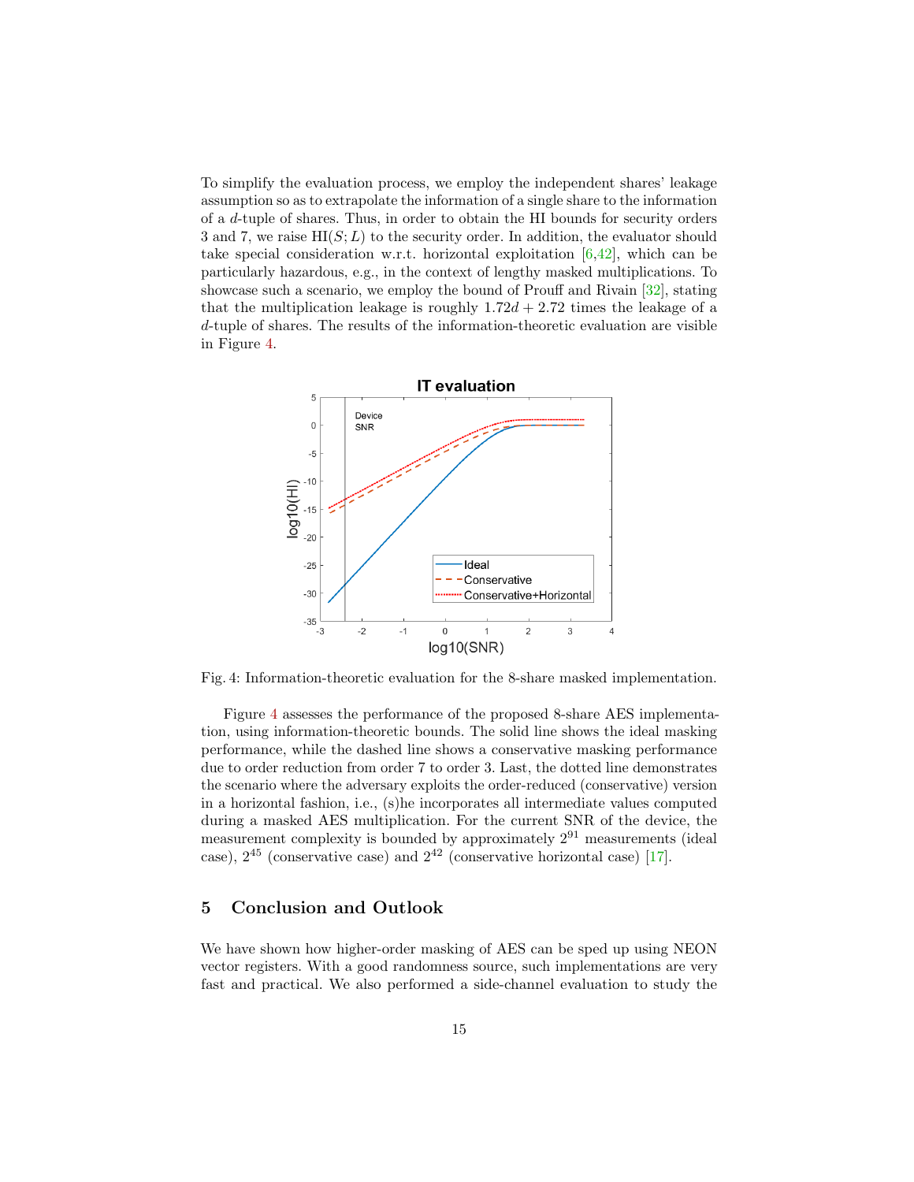To simplify the evaluation process, we employ the independent shares' leakage assumption so as to extrapolate the information of a single share to the information of a $d$-tuple of shares. Thus, in order to obtain the HI bounds for security orders 3 and 7, we raise $\mathrm{HI}(S; L)$ to the security order. In addition, the evaluator should take special consideration w.r.t. horizontal exploitation [6,42], which can be particularly hazardous, e.g., in the context of lengthy masked multiplications. To showcase such a scenario, we employ the bound of Prouff and Rivain [32], stating that the multiplication leakage is roughly $1.72d + 2.72$ times the leakage of a $d$-tuple of shares. The results of the information-theoretic evaluation are visible in Figure 4.

Fig. 4: Information-theoretic evaluation for the 8-share masked implementation.

Figure 4 assesses the performance of the proposed 8-share AES implementation, using information-theoretic bounds. The solid line shows the ideal masking performance, while the dashed line shows a conservative masking performance due to order reduction from order 7 to order 3. Last, the dotted line demonstrates the scenario where the adversary exploits the order-reduced (conservative) version in a horizontal fashion, i.e., (s)he incorporates all intermediate values computed during a masked AES multiplication. For the current SNR of the device, the measurement complexity is bounded by approximately $2^{91}$ measurements (ideal case), $2^{45}$ (conservative case) and $2^{42}$ (conservative horizontal case) [17].

## 5 Conclusion and Outlook

We have shown how higher-order masking of AES can be sped up using NEON vector registers. With a good randomness source, such implementations are very fast and practical. We also performed a side-channel evaluation to study the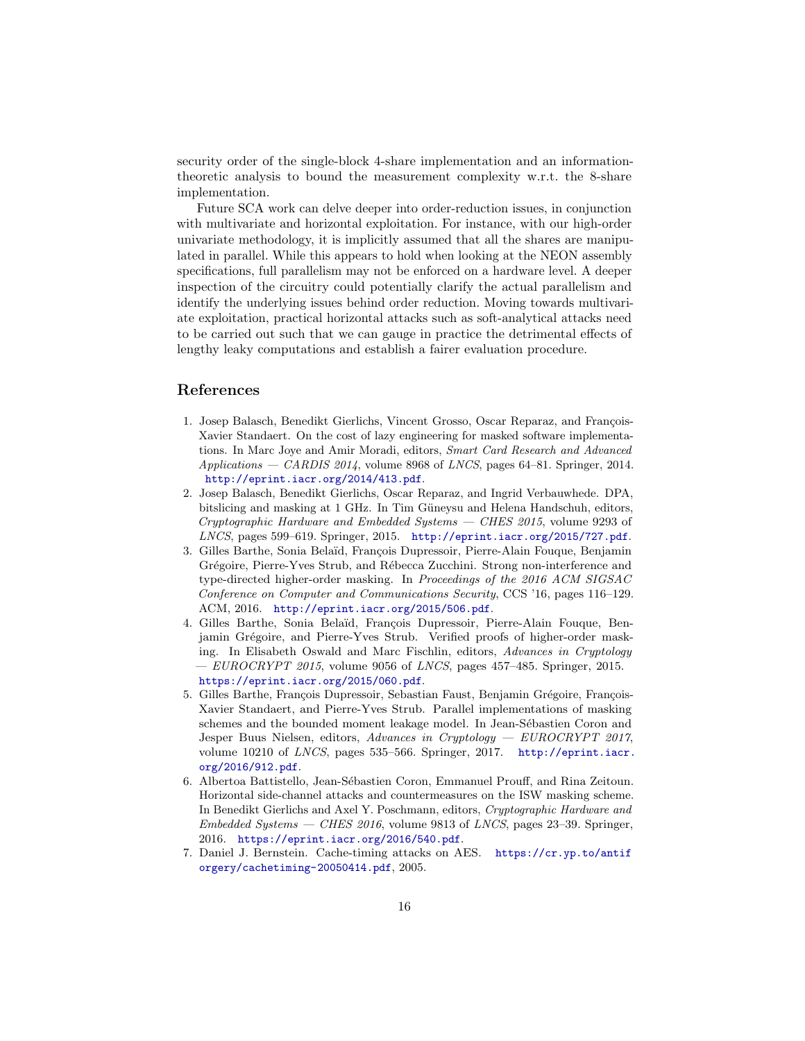security order of the single-block 4-share implementation and an information-theoretic analysis to bound the measurement complexity w.r.t. the 8-share implementation.

Future SCA work can delve deeper into order-reduction issues, in conjunction with multivariate and horizontal exploitation. For instance, with our high-order univariate methodology, it is implicitly assumed that all the shares are manipulated in parallel. While this appears to hold when looking at the NEON assembly specifications, full parallelism may not be enforced on a hardware level. A deeper inspection of the circuitry could potentially clarify the actual parallelism and identify the underlying issues behind order reduction. Moving towards multivariate exploitation, practical horizontal attacks such as soft-analytical attacks need to be carried out such that we can gauge in practice the detrimental effects of lengthy leaky computations and establish a fairer evaluation procedure.

## References

1. Josep Balasch, Benedikt Gierlichs, Vincent Grosso, Oscar Reparaz, and François-Xavier Standaert. On the cost of lazy engineering for masked software implementations. In Marc Joye and Amir Moradi, editors, *Smart Card Research and Advanced Applications — CARDIS 2014*, volume 8968 of *LNCS*, pages 64–81. Springer, 2014. http://eprint.iacr.org/2014/413.pdf.
2. Josep Balasch, Benedikt Gierlichs, Oscar Reparaz, and Ingrid Verbauwhede. DPA, bitslicing and masking at 1 GHz. In Tim Güneysu and Helena Handschuh, editors, *Cryptographic Hardware and Embedded Systems — CHES 2015*, volume 9293 of *LNCS*, pages 599–619. Springer, 2015. http://eprint.iacr.org/2015/727.pdf.
3. Gilles Barthe, Sonia Belaïd, François Dupressoir, Pierre-Alain Fouque, Benjamin Grégoire, Pierre-Yves Strub, and Rébecca Zucchini. Strong non-interference and type-directed higher-order masking. In *Proceedings of the 2016 ACM SIGSAC Conference on Computer and Communications Security*, CCS '16, pages 116–129. ACM, 2016. http://eprint.iacr.org/2015/506.pdf.
4. Gilles Barthe, Sonia Belaïd, François Dupressoir, Pierre-Alain Fouque, Benjamin Grégoire, and Pierre-Yves Strub. Verified proofs of higher-order masking. In Elisabeth Oswald and Marc Fischlin, editors, *Advances in Cryptology — EUROCRYPT 2015*, volume 9056 of *LNCS*, pages 457–485. Springer, 2015. https://eprint.iacr.org/2015/060.pdf.
5. Gilles Barthe, François Dupressoir, Sebastian Faust, Benjamin Grégoire, François-Xavier Standaert, and Pierre-Yves Strub. Parallel implementations of masking schemes and the bounded moment leakage model. In Jean-Sébastien Coron and Jesper Buus Nielsen, editors, *Advances in Cryptology — EUROCRYPT 2017*, volume 10210 of *LNCS*, pages 535–566. Springer, 2017. http://eprint.iacr.org/2016/912.pdf.
6. Albertoa Battistello, Jean-Sébastien Coron, Emmanuel Prouff, and Rina Zeitoun. Horizontal side-channel attacks and countermeasures on the ISW masking scheme. In Benedikt Gierlichs and Axel Y. Poschmann, editors, *Cryptographic Hardware and Embedded Systems — CHES 2016*, volume 9813 of *LNCS*, pages 23–39. Springer, 2016. https://eprint.iacr.org/2016/540.pdf.
7. Daniel J. Bernstein. Cache-timing attacks on AES. https://cr.yp.to/antiforgery/cachetiming-20050414.pdf, 2005.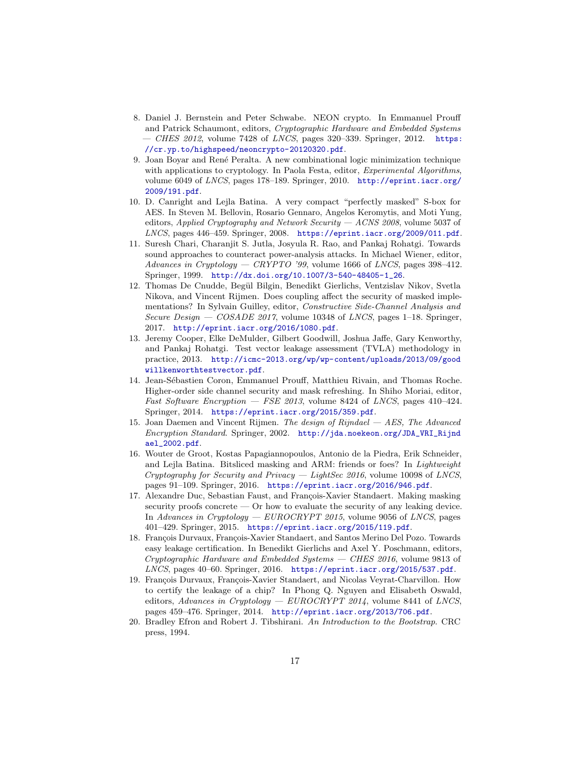8. Daniel J. Bernstein and Peter Schwabe. NEON crypto. In Emmanuel Prouff and Patrick Schaumont, editors, *Cryptographic Hardware and Embedded Systems — CHES 2012*, volume 7428 of *LNCS*, pages 320–339. Springer, 2012. https://cr.yp.to/highspeed/neoncrypto-20120320.pdf.
9. Joan Boyar and René Peralta. A new combinational logic minimization technique with applications to cryptology. In Paola Festa, editor, *Experimental Algorithms*, volume 6049 of *LNCS*, pages 178–189. Springer, 2010. http://eprint.iacr.org/2009/191.pdf.
10. D. Canright and Lejla Batina. A very compact "perfectly masked" S-box for AES. In Steven M. Bellovin, Rosario Gennaro, Angelos Keromytis, and Moti Yung, editors, *Applied Cryptography and Network Security — ACNS 2008*, volume 5037 of *LNCS*, pages 446–459. Springer, 2008. https://eprint.iacr.org/2009/011.pdf.
11. Suresh Chari, Charanjit S. Jutla, Josyula R. Rao, and Pankaj Rohatgi. Towards sound approaches to counteract power-analysis attacks. In Michael Wiener, editor, *Advances in Cryptology — CRYPTO '99*, volume 1666 of *LNCS*, pages 398–412. Springer, 1999. http://dx.doi.org/10.1007/3-540-48405-1_26.
12. Thomas De Cnudde, Begül Bilgin, Benedikt Gierlichs, Ventzislav Nikov, Svetla Nikova, and Vincent Rijmen. Does coupling affect the security of masked implementations? In Sylvain Guilley, editor, *Constructive Side-Channel Analysis and Secure Design — COSADE 2017*, volume 10348 of *LNCS*, pages 1–18. Springer, 2017. http://eprint.iacr.org/2016/1080.pdf.
13. Jeremy Cooper, Elke DeMulder, Gilbert Goodwill, Joshua Jaffe, Gary Kenworthy, and Pankaj Rohatgi. Test vector leakage assessment (TVLA) methodology in practice, 2013. http://icmc-2013.org/wp/wp-content/uploads/2013/09/goodwillkenworthtestvector.pdf.
14. Jean-Sébastien Coron, Emmanuel Prouff, Matthieu Rivain, and Thomas Roche. Higher-order side channel security and mask refreshing. In Shiho Moriai, editor, *Fast Software Encryption — FSE 2013*, volume 8424 of *LNCS*, pages 410–424. Springer, 2014. https://eprint.iacr.org/2015/359.pdf.
15. Joan Daemen and Vincent Rijmen. *The design of Rijndael — AES, The Advanced Encryption Standard*. Springer, 2002. http://jda.noekeon.org/JDA_VRI_Rijndael_2002.pdf.
16. Wouter de Groot, Kostas Papagiannopoulos, Antonio de la Piedra, Erik Schneider, and Lejla Batina. Bitsliced masking and ARM: friends or foes? In *Lightweight Cryptography for Security and Privacy — LightSec 2016*, volume 10098 of *LNCS*, pages 91–109. Springer, 2016. https://eprint.iacr.org/2016/946.pdf.
17. Alexandre Duc, Sebastian Faust, and François-Xavier Standaert. Making masking security proofs concrete — Or how to evaluate the security of any leaking device. In *Advances in Cryptology — EUROCRYPT 2015*, volume 9056 of *LNCS*, pages 401–429. Springer, 2015. https://eprint.iacr.org/2015/119.pdf.
18. François Durvaux, François-Xavier Standaert, and Santos Merino Del Pozo. Towards easy leakage certification. In Benedikt Gierlichs and Axel Y. Poschmann, editors, *Cryptographic Hardware and Embedded Systems — CHES 2016*, volume 9813 of *LNCS*, pages 40–60. Springer, 2016. https://eprint.iacr.org/2015/537.pdf.
19. François Durvaux, François-Xavier Standaert, and Nicolas Veyrat-Charvillon. How to certify the leakage of a chip? In Phong Q. Nguyen and Elisabeth Oswald, editors, *Advances in Cryptology — EUROCRYPT 2014*, volume 8441 of *LNCS*, pages 459–476. Springer, 2014. http://eprint.iacr.org/2013/706.pdf.
20. Bradley Efron and Robert J. Tibshirani. *An Introduction to the Bootstrap*. CRC press, 1994.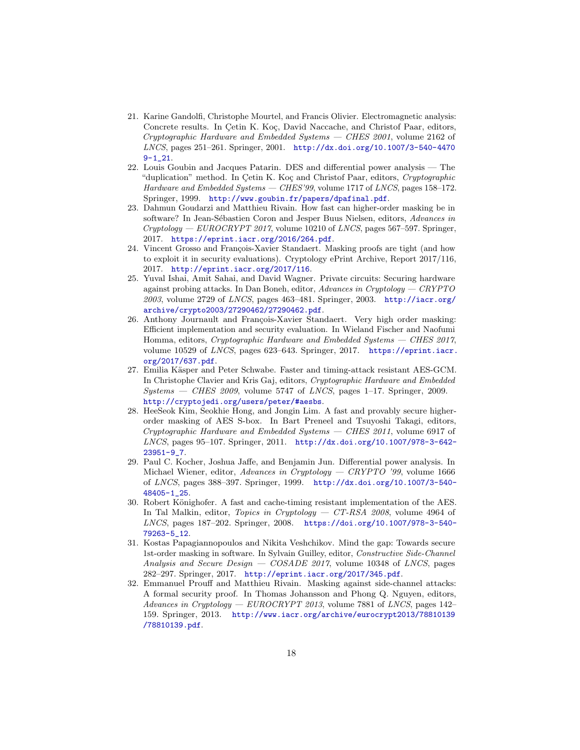21. Karine Gandolfi, Christophe Mourtel, and Francis Olivier. Electromagnetic analysis: Concrete results. In Çetin K. Koç, David Naccache, and Christof Paar, editors, *Cryptographic Hardware and Embedded Systems — CHES 2001*, volume 2162 of *LNCS*, pages 251–261. Springer, 2001. http://dx.doi.org/10.1007/3-540-44709-1_21.
22. Louis Goubin and Jacques Patarin. DES and differential power analysis — The "duplication" method. In Çetin K. Koç and Christof Paar, editors, *Cryptographic Hardware and Embedded Systems — CHES'99*, volume 1717 of *LNCS*, pages 158–172. Springer, 1999. http://www.goubin.fr/papers/dpafinal.pdf.
23. Dahmun Goudarzi and Matthieu Rivain. How fast can higher-order masking be in software? In Jean-Sébastien Coron and Jesper Buus Nielsen, editors, *Advances in Cryptology — EUROCRYPT 2017*, volume 10210 of *LNCS*, pages 567–597. Springer, 2017. https://eprint.iacr.org/2016/264.pdf.
24. Vincent Grosso and François-Xavier Standaert. Masking proofs are tight (and how to exploit it in security evaluations). Cryptology ePrint Archive, Report 2017/116, 2017. http://eprint.iacr.org/2017/116.
25. Yuval Ishai, Amit Sahai, and David Wagner. Private circuits: Securing hardware against probing attacks. In Dan Boneh, editor, *Advances in Cryptology — CRYPTO 2003*, volume 2729 of *LNCS*, pages 463–481. Springer, 2003. http://iacr.org/archive/crypto2003/27290462/27290462.pdf.
26. Anthony Journault and François-Xavier Standaert. Very high order masking: Efficient implementation and security evaluation. In Wieland Fischer and Naofumi Homma, editors, *Cryptographic Hardware and Embedded Systems — CHES 2017*, volume 10529 of *LNCS*, pages 623–643. Springer, 2017. https://eprint.iacr.org/2017/637.pdf.
27. Emilia Käsper and Peter Schwabe. Faster and timing-attack resistant AES-GCM. In Christophe Clavier and Kris Gaj, editors, *Cryptographic Hardware and Embedded Systems — CHES 2009*, volume 5747 of *LNCS*, pages 1–17. Springer, 2009. http://cryptojedi.org/users/peter/#aesbs.
28. HeeSeok Kim, Seokhie Hong, and Jongin Lim. A fast and provably secure higher-order masking of AES S-box. In Bart Preneel and Tsuyoshi Takagi, editors, *Cryptographic Hardware and Embedded Systems — CHES 2011*, volume 6917 of *LNCS*, pages 95–107. Springer, 2011. http://dx.doi.org/10.1007/978-3-642-23951-9_7.
29. Paul C. Kocher, Joshua Jaffe, and Benjamin Jun. Differential power analysis. In Michael Wiener, editor, *Advances in Cryptology — CRYPTO '99*, volume 1666 of *LNCS*, pages 388–397. Springer, 1999. http://dx.doi.org/10.1007/3-540-48405-1_25.
30. Robert Könighofer. A fast and cache-timing resistant implementation of the AES. In Tal Malkin, editor, *Topics in Cryptology — CT-RSA 2008*, volume 4964 of *LNCS*, pages 187–202. Springer, 2008. https://doi.org/10.1007/978-3-540-79263-5_12.
31. Kostas Papagiannopoulos and Nikita Veshchikov. Mind the gap: Towards secure 1st-order masking in software. In Sylvain Guilley, editor, *Constructive Side-Channel Analysis and Secure Design — COSADE 2017*, volume 10348 of *LNCS*, pages 282–297. Springer, 2017. http://eprint.iacr.org/2017/345.pdf.
32. Emmanuel Prouff and Matthieu Rivain. Masking against side-channel attacks: A formal security proof. In Thomas Johansson and Phong Q. Nguyen, editors, *Advances in Cryptology — EUROCRYPT 2013*, volume 7881 of *LNCS*, pages 142–159. Springer, 2013. http://www.iacr.org/archive/eurocrypt2013/78810139/78810139.pdf.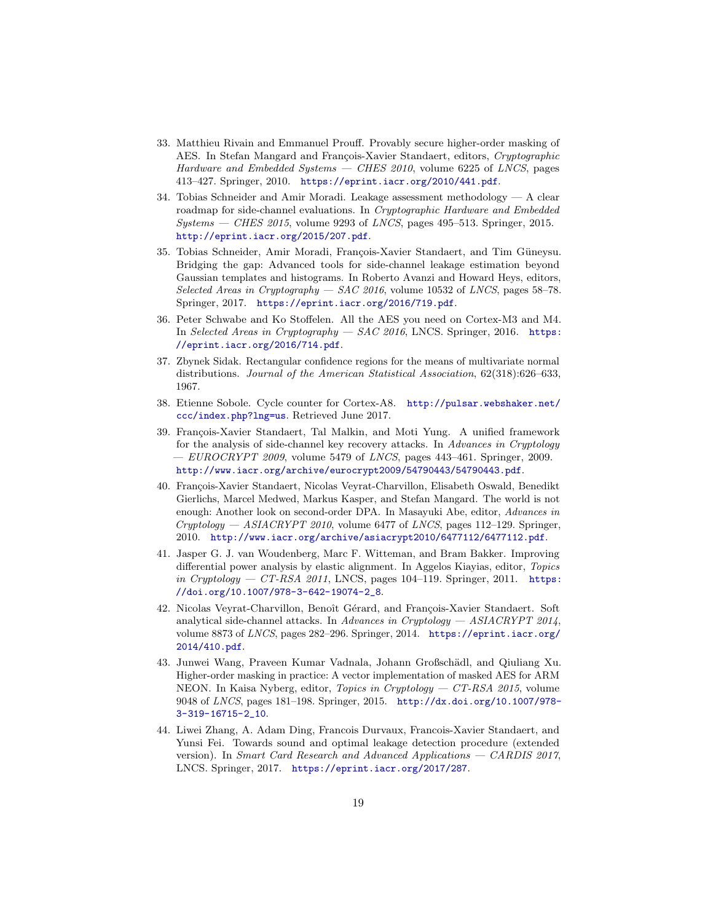33. Matthieu Rivain and Emmanuel Prouff. Provably secure higher-order masking of AES. In Stefan Mangard and François-Xavier Standaert, editors, *Cryptographic Hardware and Embedded Systems — CHES 2010*, volume 6225 of *LNCS*, pages 413–427. Springer, 2010. https://eprint.iacr.org/2010/441.pdf.

34. Tobias Schneider and Amir Moradi. Leakage assessment methodology — A clear roadmap for side-channel evaluations. In *Cryptographic Hardware and Embedded Systems — CHES 2015*, volume 9293 of *LNCS*, pages 495–513. Springer, 2015. http://eprint.iacr.org/2015/207.pdf.

35. Tobias Schneider, Amir Moradi, François-Xavier Standaert, and Tim Güneysu. Bridging the gap: Advanced tools for side-channel leakage estimation beyond Gaussian templates and histograms. In Roberto Avanzi and Howard Heys, editors, *Selected Areas in Cryptography — SAC 2016*, volume 10532 of *LNCS*, pages 58–78. Springer, 2017. https://eprint.iacr.org/2016/719.pdf.

36. Peter Schwabe and Ko Stoffelen. All the AES you need on Cortex-M3 and M4. In *Selected Areas in Cryptography — SAC 2016*, LNCS. Springer, 2016. https://eprint.iacr.org/2016/714.pdf.

37. Zbynek Sidak. Rectangular confidence regions for the means of multivariate normal distributions. *Journal of the American Statistical Association*, 62(318):626–633, 1967.

38. Etienne Sobole. Cycle counter for Cortex-A8. http://pulsar.webshaker.net/ccc/index.php?lng=us. Retrieved June 2017.

39. François-Xavier Standaert, Tal Malkin, and Moti Yung. A unified framework for the analysis of side-channel key recovery attacks. In *Advances in Cryptology — EUROCRYPT 2009*, volume 5479 of *LNCS*, pages 443–461. Springer, 2009. http://www.iacr.org/archive/eurocrypt2009/54790443/54790443.pdf.

40. François-Xavier Standaert, Nicolas Veyrat-Charvillon, Elisabeth Oswald, Benedikt Gierlichs, Marcel Medwed, Markus Kasper, and Stefan Mangard. The world is not enough: Another look on second-order DPA. In Masayuki Abe, editor, *Advances in Cryptology — ASIACRYPT 2010*, volume 6477 of *LNCS*, pages 112–129. Springer, 2010. http://www.iacr.org/archive/asiacrypt2010/6477112/6477112.pdf.

41. Jasper G. J. van Woudenberg, Marc F. Witteman, and Bram Bakker. Improving differential power analysis by elastic alignment. In Aggelos Kiayias, editor, *Topics in Cryptology — CT-RSA 2011*, LNCS, pages 104–119. Springer, 2011. https://doi.org/10.1007/978-3-642-19074-2_8.

42. Nicolas Veyrat-Charvillon, Benoît Gérard, and François-Xavier Standaert. Soft analytical side-channel attacks. In *Advances in Cryptology — ASIACRYPT 2014*, volume 8873 of *LNCS*, pages 282–296. Springer, 2014. https://eprint.iacr.org/2014/410.pdf.

43. Junwei Wang, Praveen Kumar Vadnala, Johann Großschädl, and Qiuliang Xu. Higher-order masking in practice: A vector implementation of masked AES for ARM NEON. In Kaisa Nyberg, editor, *Topics in Cryptology — CT-RSA 2015*, volume 9048 of *LNCS*, pages 181–198. Springer, 2015. http://dx.doi.org/10.1007/978-3-319-16715-2_10.

44. Liwei Zhang, A. Adam Ding, Francois Durvaux, Francois-Xavier Standaert, and Yunsi Fei. Towards sound and optimal leakage detection procedure (extended version). In *Smart Card Research and Advanced Applications — CARDIS 2017*, LNCS. Springer, 2017. https://eprint.iacr.org/2017/287.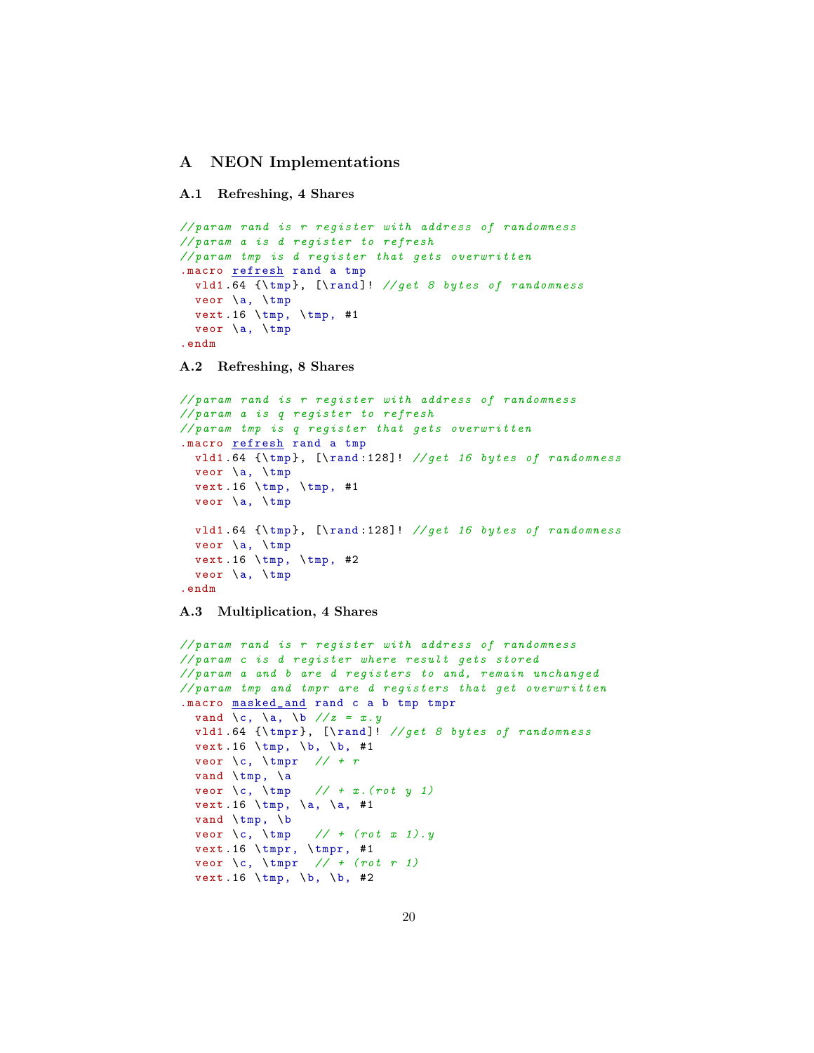# A NEON Implementations

## A.1 Refreshing, 4 Shares

```
//param rand is r register with address of randomness
//param a is d register to refresh
//param tmp is d register that gets overwritten
.macro refresh rand a tmp
  vld1.64 {\tmp}, [\rand]! //get 8 bytes of randomness
  veor \a, \tmp
  vext.16 \tmp, \tmp, #1
  veor \a, \tmp
.endm
```

## A.2 Refreshing, 8 Shares

```
//param rand is r register with address of randomness
//param a is q register to refresh
//param tmp is q register that gets overwritten
.macro refresh rand a tmp
  vld1.64 {\tmp}, [\rand:128]! //get 16 bytes of randomness
  veor \a, \tmp
  vext.16 \tmp, \tmp, #1
  veor \a, \tmp

  vld1.64 {\tmp}, [\rand:128]! //get 16 bytes of randomness
  veor \a, \tmp
  vext.16 \tmp, \tmp, #2
  veor \a, \tmp
.endm
```

## A.3 Multiplication, 4 Shares

```
//param rand is r register with address of randomness
//param c is d register where result gets stored
//param a and b are d registers to and, remain unchanged
//param tmp and tmpr are d registers that get overwritten
.macro masked_and rand c a b tmp tmpr
  vand \c, \a, \b //z = x.y
  vld1.64 {\tmpr}, [\rand]! //get 8 bytes of randomness
  vext.16 \tmp, \b, \b, #1
  veor \c, \tmpr  // + r
  vand \tmp, \a
  veor \c, \tmp   // + x.(rot y 1)
  vext.16 \tmp, \a, \a, #1
  vand \tmp, \b
  veor \c, \tmp   // + (rot x 1).y
  vext.16 \tmpr, \tmpr, #1
  veor \c, \tmpr  // + (rot r 1)
  vext.16 \tmp, \b, \b, #2
```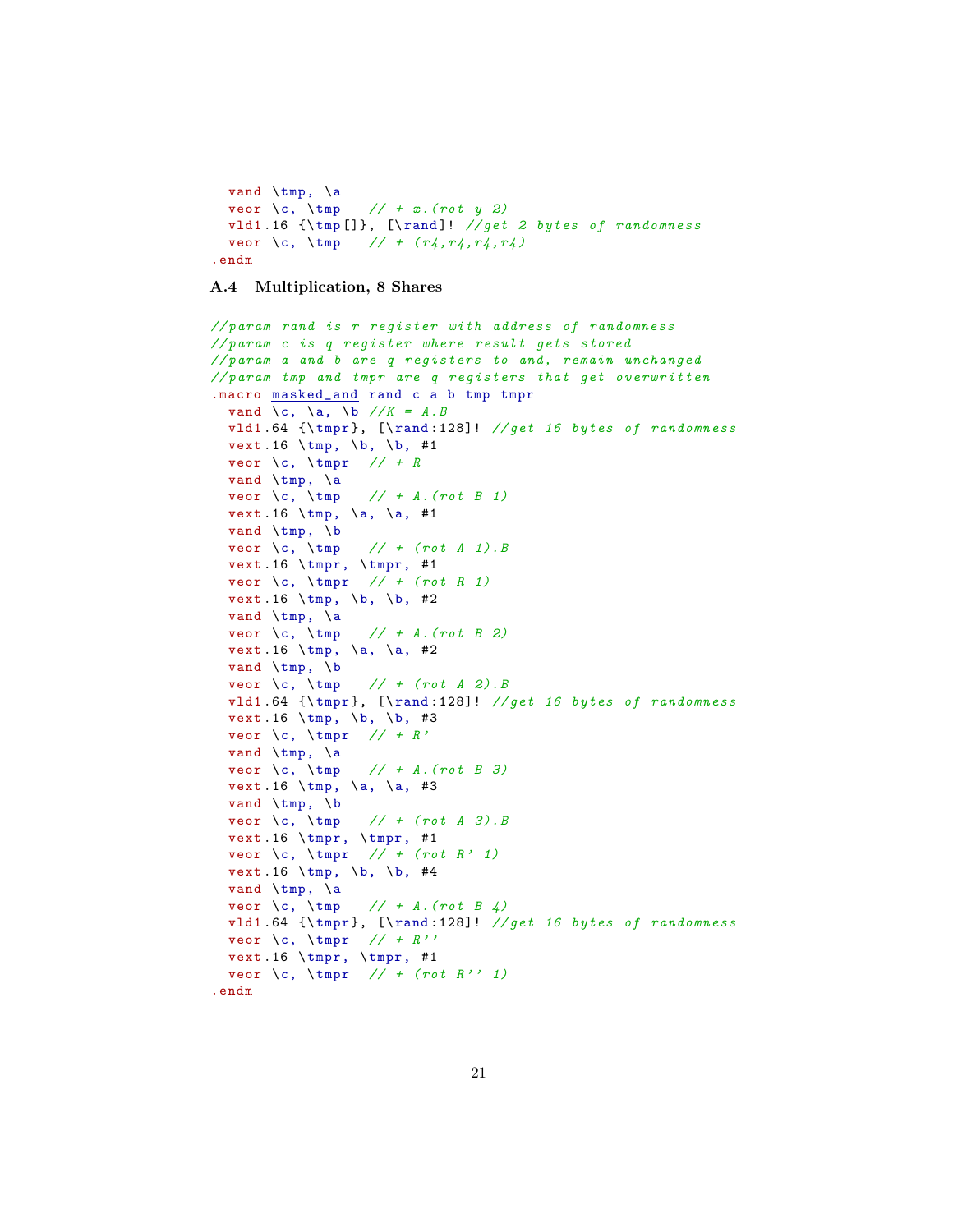```
  vand \tmp, \a
  veor \c, \tmp   // + x.(rot y 2)
  vld1.16 {\tmp[]}, [\rand]! //get 2 bytes of randomness
  veor \c, \tmp   // + (r4,r4,r4,r4)
.endm
```

### A.4 Multiplication, 8 Shares

```
//param rand is r register with address of randomness
//param c is q register where result gets stored
//param a and b are q registers to and, remain unchanged
//param tmp and tmpr are q registers that get overwritten
.macro masked_and rand c a b tmp tmpr
  vand \c, \a, \b //K = A.B
  vld1.64 {\tmpr}, [\rand:128]! //get 16 bytes of randomness
  vext.16 \tmp, \b, \b, #1
  veor \c, \tmpr  // + R
  vand \tmp, \a
  veor \c, \tmp   // + A.(rot B 1)
  vext.16 \tmp, \a, \a, #1
  vand \tmp, \b
  veor \c, \tmp   // + (rot A 1).B
  vext.16 \tmpr, \tmpr, #1
  veor \c, \tmpr  // + (rot R 1)
  vext.16 \tmp, \b, \b, #2
  vand \tmp, \a
  veor \c, \tmp   // + A.(rot B 2)
  vext.16 \tmp, \a, \a, #2
  vand \tmp, \b
  veor \c, \tmp   // + (rot A 2).B
  vld1.64 {\tmpr}, [\rand:128]! //get 16 bytes of randomness
  vext.16 \tmp, \b, \b, #3
  veor \c, \tmpr  // + R'
  vand \tmp, \a
  veor \c, \tmp   // + A.(rot B 3)
  vext.16 \tmp, \a, \a, #3
  vand \tmp, \b
  veor \c, \tmp   // + (rot A 3).B
  vext.16 \tmpr, \tmpr, #1
  veor \c, \tmpr  // + (rot R' 1)
  vext.16 \tmp, \b, \b, #4
  vand \tmp, \a
  veor \c, \tmp   // + A.(rot B 4)
  vld1.64 {\tmpr}, [\rand:128]! //get 16 bytes of randomness
  veor \c, \tmpr  // + R''
  vext.16 \tmpr, \tmpr, #1
  veor \c, \tmpr  // + (rot R'' 1)
.endm
```